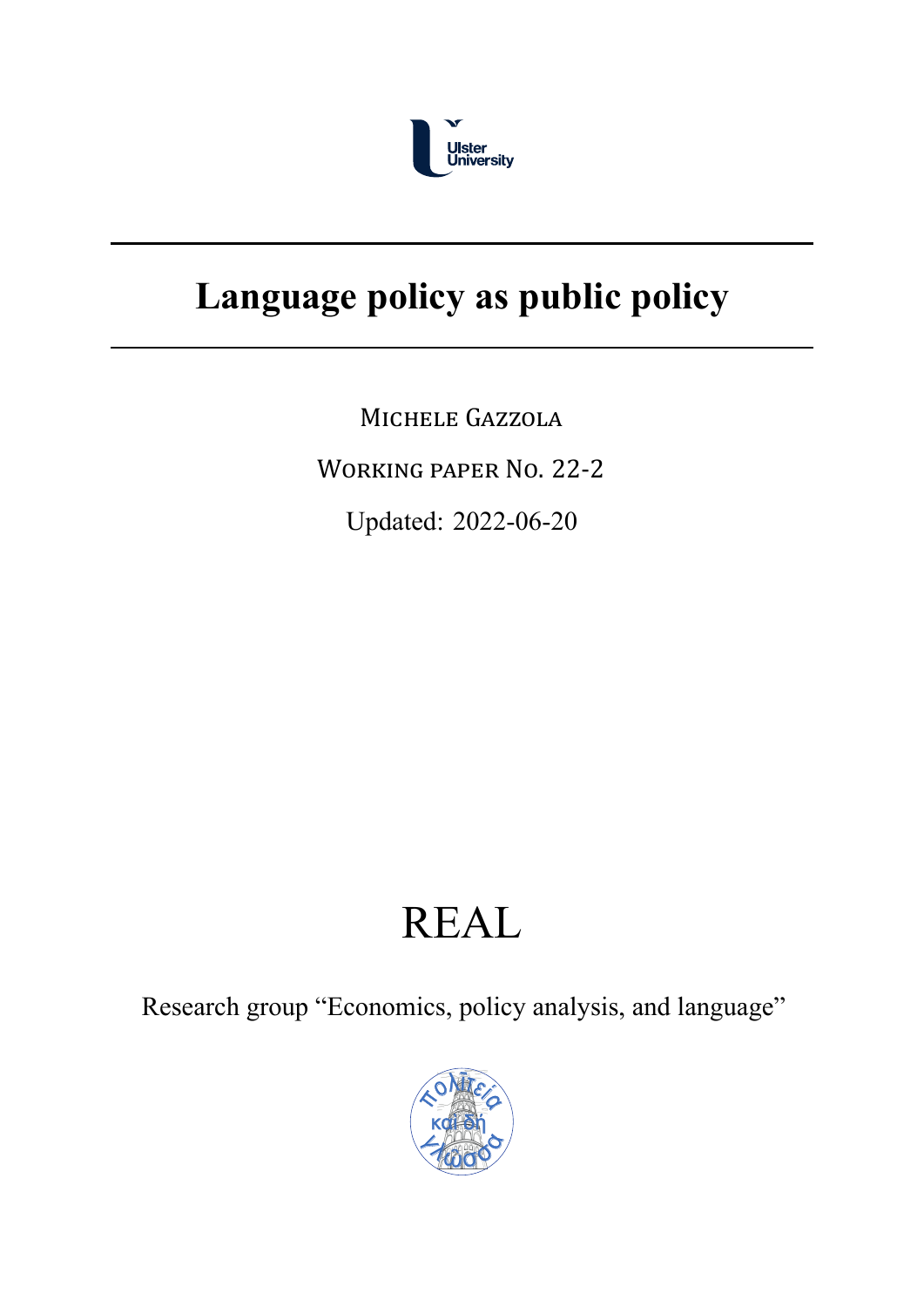Ulster University

# Language policy as public policy

Michele Gazzola

Working paper No. 22-2

Updated: 2022-06-20

REAL

Research group "Economics, policy analysis, and language"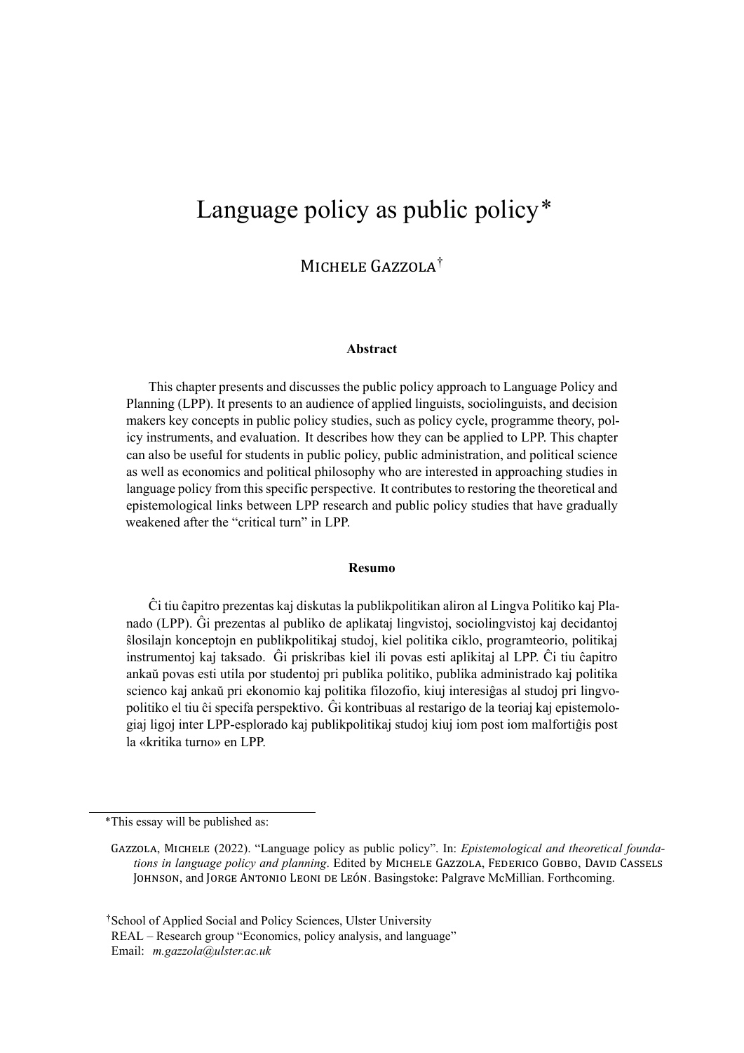# Language policy as public policy*

Michele Gazzola[†]

### Abstract

This chapter presents and discusses the public policy approach to Language Policy and Planning (LPP). It presents to an audience of applied linguists, sociolinguists, and decision makers key concepts in public policy studies, such as policy cycle, programme theory, policy instruments, and evaluation. It describes how they can be applied to LPP. This chapter can also be useful for students in public policy, public administration, and political science as well as economics and political philosophy who are interested in approaching studies in language policy from this specific perspective. It contributes to restoring the theoretical and epistemological links between LPP research and public policy studies that have gradually weakened after the "critical turn" in LPP.

### Resumo

Ĉi tiu ĉapitro prezentas kaj diskutas la publikpolitikan aliron al Lingva Politiko kaj Planado (LPP). Ĝi prezentas al publiko de aplikataj lingvistoj, sociolingvistoj kaj decidantoj ŝlosilajn konceptojn en publikpolitikaj studoj, kiel politika ciklo, programteorio, politikaj instrumentoj kaj taksado. Ĝi priskribas kiel ili povas esti aplikitaj al LPP. Ĉi tiu ĉapitro ankaŭ povas esti utila por studentoj pri publika politiko, publika administrado kaj politika scienco kaj ankaŭ pri ekonomio kaj politika filozofio, kiuj interesiĝas al studoj pri lingvopolitiko el tiu ĉi specifa perspektivo. Ĝi kontribuas al restarigo de la teoriaj kaj epistemologiaj ligoj inter LPP-esplorado kaj publikpolitikaj studoj kiuj iom post iom malfortiĝis post la «kritika turno» en LPP.

---

*This essay will be published as:

Gazzola, Michele (2022). "Language policy as public policy". In: *Epistemological and theoretical foundations in language policy and planning*. Edited by Michele Gazzola, Federico Gobbo, David Cassels Johnson, and Jorge Antonio Leoni de León. Basingstoke: Palgrave McMillian. Forthcoming.

[†]School of Applied Social and Policy Sciences, Ulster University
REAL – Research group "Economics, policy analysis, and language"
Email: *m.gazzola@ulster.ac.uk*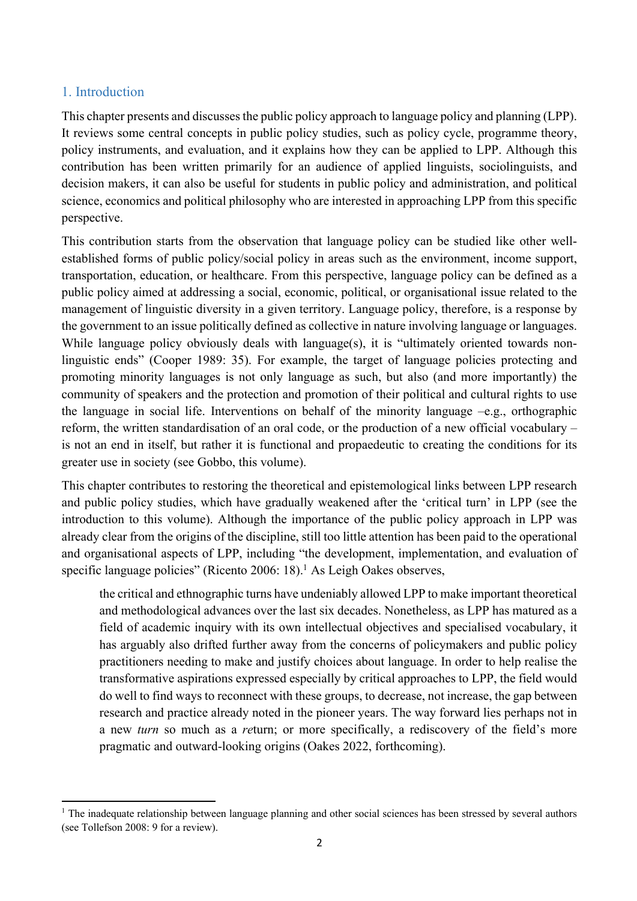## 1. Introduction

This chapter presents and discusses the public policy approach to language policy and planning (LPP). It reviews some central concepts in public policy studies, such as policy cycle, programme theory, policy instruments, and evaluation, and it explains how they can be applied to LPP. Although this contribution has been written primarily for an audience of applied linguists, sociolinguists, and decision makers, it can also be useful for students in public policy and administration, and political science, economics and political philosophy who are interested in approaching LPP from this specific perspective.

This contribution starts from the observation that language policy can be studied like other well-established forms of public policy/social policy in areas such as the environment, income support, transportation, education, or healthcare. From this perspective, language policy can be defined as a public policy aimed at addressing a social, economic, political, or organisational issue related to the management of linguistic diversity in a given territory. Language policy, therefore, is a response by the government to an issue politically defined as collective in nature involving language or languages. While language policy obviously deals with language(s), it is "ultimately oriented towards non-linguistic ends" (Cooper 1989: 35). For example, the target of language policies protecting and promoting minority languages is not only language as such, but also (and more importantly) the community of speakers and the protection and promotion of their political and cultural rights to use the language in social life. Interventions on behalf of the minority language –e.g., orthographic reform, the written standardisation of an oral code, or the production of a new official vocabulary – is not an end in itself, but rather it is functional and propaedeutic to creating the conditions for its greater use in society (see Gobbo, this volume).

This chapter contributes to restoring the theoretical and epistemological links between LPP research and public policy studies, which have gradually weakened after the 'critical turn' in LPP (see the introduction to this volume). Although the importance of the public policy approach in LPP was already clear from the origins of the discipline, still too little attention has been paid to the operational and organisational aspects of LPP, including "the development, implementation, and evaluation of specific language policies" (Ricento 2006: 18).[1] As Leigh Oakes observes,

> the critical and ethnographic turns have undeniably allowed LPP to make important theoretical and methodological advances over the last six decades. Nonetheless, as LPP has matured as a field of academic inquiry with its own intellectual objectives and specialised vocabulary, it has arguably also drifted further away from the concerns of policymakers and public policy practitioners needing to make and justify choices about language. In order to help realise the transformative aspirations expressed especially by critical approaches to LPP, the field would do well to find ways to reconnect with these groups, to decrease, not increase, the gap between research and practice already noted in the pioneer years. The way forward lies perhaps not in a new *turn* so much as a *re*turn; or more specifically, a rediscovery of the field's more pragmatic and outward-looking origins (Oakes 2022, forthcoming).

[1] The inadequate relationship between language planning and other social sciences has been stressed by several authors (see Tollefson 2008: 9 for a review).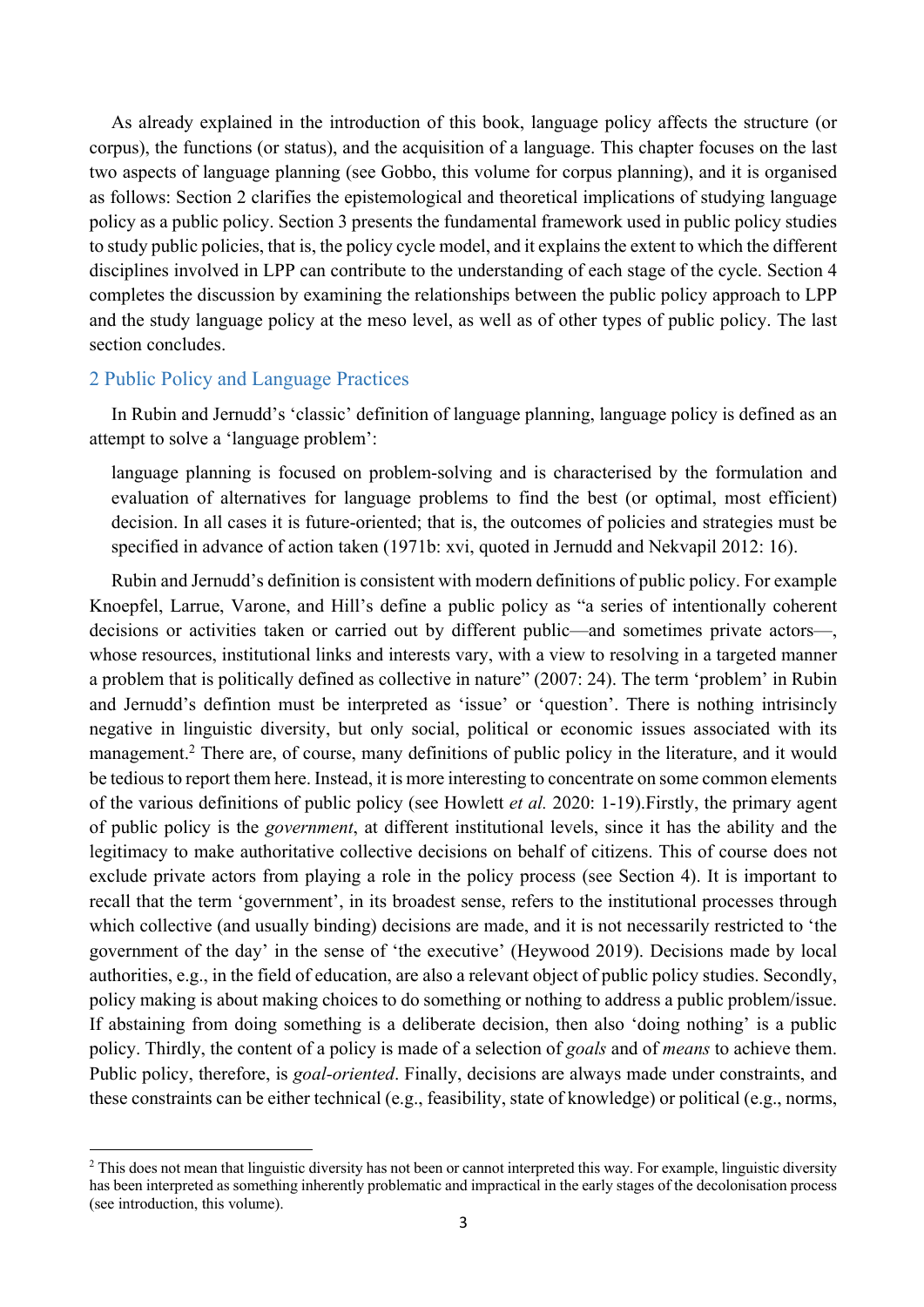As already explained in the introduction of this book, language policy affects the structure (or corpus), the functions (or status), and the acquisition of a language. This chapter focuses on the last two aspects of language planning (see Gobbo, this volume for corpus planning), and it is organised as follows: Section 2 clarifies the epistemological and theoretical implications of studying language policy as a public policy. Section 3 presents the fundamental framework used in public policy studies to study public policies, that is, the policy cycle model, and it explains the extent to which the different disciplines involved in LPP can contribute to the understanding of each stage of the cycle. Section 4 completes the discussion by examining the relationships between the public policy approach to LPP and the study language policy at the meso level, as well as of other types of public policy. The last section concludes.

## 2 Public Policy and Language Practices

In Rubin and Jernudd's 'classic' definition of language planning, language policy is defined as an attempt to solve a 'language problem':

> language planning is focused on problem-solving and is characterised by the formulation and evaluation of alternatives for language problems to find the best (or optimal, most efficient) decision. In all cases it is future-oriented; that is, the outcomes of policies and strategies must be specified in advance of action taken (1971b: xvi, quoted in Jernudd and Nekvapil 2012: 16).

Rubin and Jernudd's definition is consistent with modern definitions of public policy. For example Knoepfel, Larrue, Varone, and Hill's define a public policy as "a series of intentionally coherent decisions or activities taken or carried out by different public—and sometimes private actors—, whose resources, institutional links and interests vary, with a view to resolving in a targeted manner a problem that is politically defined as collective in nature" (2007: 24). The term 'problem' in Rubin and Jernudd's defintion must be interpreted as 'issue' or 'question'. There is nothing intrisincly negative in linguistic diversity, but only social, political or economic issues associated with its management.[2] There are, of course, many definitions of public policy in the literature, and it would be tedious to report them here. Instead, it is more interesting to concentrate on some common elements of the various definitions of public policy (see Howlett *et al.* 2020: 1-19).Firstly, the primary agent of public policy is the *government*, at different institutional levels, since it has the ability and the legitimacy to make authoritative collective decisions on behalf of citizens. This of course does not exclude private actors from playing a role in the policy process (see Section 4). It is important to recall that the term 'government', in its broadest sense, refers to the institutional processes through which collective (and usually binding) decisions are made, and it is not necessarily restricted to 'the government of the day' in the sense of 'the executive' (Heywood 2019). Decisions made by local authorities, e.g., in the field of education, are also a relevant object of public policy studies. Secondly, policy making is about making choices to do something or nothing to address a public problem/issue. If abstaining from doing something is a deliberate decision, then also 'doing nothing' is a public policy. Thirdly, the content of a policy is made of a selection of *goals* and of *means* to achieve them. Public policy, therefore, is *goal-oriented*. Finally, decisions are always made under constraints, and these constraints can be either technical (e.g., feasibility, state of knowledge) or political (e.g., norms,

[2] This does not mean that linguistic diversity has not been or cannot interpreted this way. For example, linguistic diversity has been interpreted as something inherently problematic and impractical in the early stages of the decolonisation process (see introduction, this volume).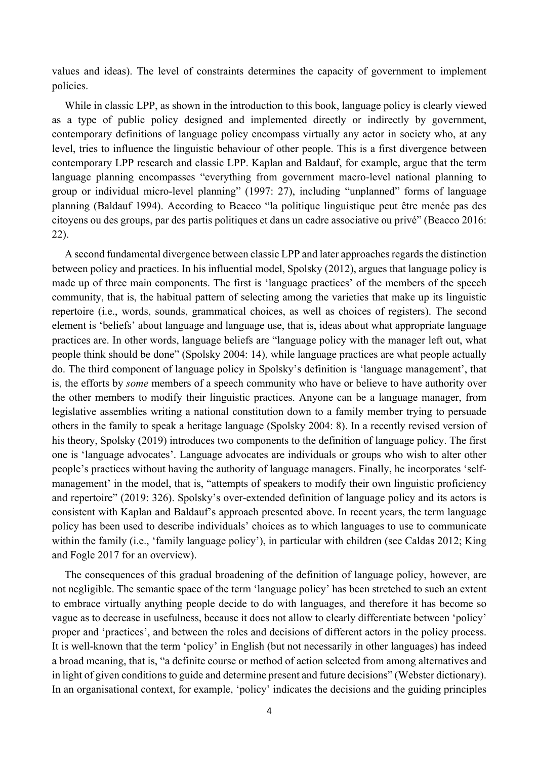values and ideas). The level of constraints determines the capacity of government to implement policies.

While in classic LPP, as shown in the introduction to this book, language policy is clearly viewed as a type of public policy designed and implemented directly or indirectly by government, contemporary definitions of language policy encompass virtually any actor in society who, at any level, tries to influence the linguistic behaviour of other people. This is a first divergence between contemporary LPP research and classic LPP. Kaplan and Baldauf, for example, argue that the term language planning encompasses "everything from government macro-level national planning to group or individual micro-level planning" (1997: 27), including "unplanned" forms of language planning (Baldauf 1994). According to Beacco "la politique linguistique peut être menée pas des citoyens ou des groups, par des partis politiques et dans un cadre associative ou privé" (Beacco 2016: 22).

A second fundamental divergence between classic LPP and later approaches regards the distinction between policy and practices. In his influential model, Spolsky (2012), argues that language policy is made up of three main components. The first is 'language practices' of the members of the speech community, that is, the habitual pattern of selecting among the varieties that make up its linguistic repertoire (i.e., words, sounds, grammatical choices, as well as choices of registers). The second element is 'beliefs' about language and language use, that is, ideas about what appropriate language practices are. In other words, language beliefs are "language policy with the manager left out, what people think should be done" (Spolsky 2004: 14), while language practices are what people actually do. The third component of language policy in Spolsky's definition is 'language management', that is, the efforts by *some* members of a speech community who have or believe to have authority over the other members to modify their linguistic practices. Anyone can be a language manager, from legislative assemblies writing a national constitution down to a family member trying to persuade others in the family to speak a heritage language (Spolsky 2004: 8). In a recently revised version of his theory, Spolsky (2019) introduces two components to the definition of language policy. The first one is 'language advocates'. Language advocates are individuals or groups who wish to alter other people's practices without having the authority of language managers. Finally, he incorporates 'self-management' in the model, that is, "attempts of speakers to modify their own linguistic proficiency and repertoire" (2019: 326). Spolsky's over-extended definition of language policy and its actors is consistent with Kaplan and Baldauf's approach presented above. In recent years, the term language policy has been used to describe individuals' choices as to which languages to use to communicate within the family (i.e., 'family language policy'), in particular with children (see Caldas 2012; King and Fogle 2017 for an overview).

The consequences of this gradual broadening of the definition of language policy, however, are not negligible. The semantic space of the term 'language policy' has been stretched to such an extent to embrace virtually anything people decide to do with languages, and therefore it has become so vague as to decrease in usefulness, because it does not allow to clearly differentiate between 'policy' proper and 'practices', and between the roles and decisions of different actors in the policy process. It is well-known that the term 'policy' in English (but not necessarily in other languages) has indeed a broad meaning, that is, "a definite course or method of action selected from among alternatives and in light of given conditions to guide and determine present and future decisions" (Webster dictionary). In an organisational context, for example, 'policy' indicates the decisions and the guiding principles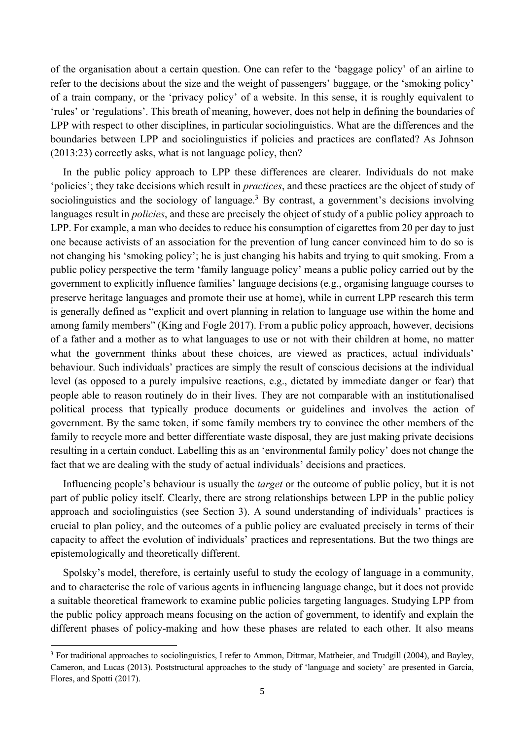of the organisation about a certain question. One can refer to the 'baggage policy' of an airline to refer to the decisions about the size and the weight of passengers' baggage, or the 'smoking policy' of a train company, or the 'privacy policy' of a website. In this sense, it is roughly equivalent to 'rules' or 'regulations'. This breath of meaning, however, does not help in defining the boundaries of LPP with respect to other disciplines, in particular sociolinguistics. What are the differences and the boundaries between LPP and sociolinguistics if policies and practices are conflated? As Johnson (2013:23) correctly asks, what is not language policy, then?

In the public policy approach to LPP these differences are clearer. Individuals do not make 'policies'; they take decisions which result in *practices*, and these practices are the object of study of sociolinguistics and the sociology of language.[3] By contrast, a government's decisions involving languages result in *policies*, and these are precisely the object of study of a public policy approach to LPP. For example, a man who decides to reduce his consumption of cigarettes from 20 per day to just one because activists of an association for the prevention of lung cancer convinced him to do so is not changing his 'smoking policy'; he is just changing his habits and trying to quit smoking. From a public policy perspective the term 'family language policy' means a public policy carried out by the government to explicitly influence families' language decisions (e.g., organising language courses to preserve heritage languages and promote their use at home), while in current LPP research this term is generally defined as "explicit and overt planning in relation to language use within the home and among family members" (King and Fogle 2017). From a public policy approach, however, decisions of a father and a mother as to what languages to use or not with their children at home, no matter what the government thinks about these choices, are viewed as practices, actual individuals' behaviour. Such individuals' practices are simply the result of conscious decisions at the individual level (as opposed to a purely impulsive reactions, e.g., dictated by immediate danger or fear) that people able to reason routinely do in their lives. They are not comparable with an institutionalised political process that typically produce documents or guidelines and involves the action of government. By the same token, if some family members try to convince the other members of the family to recycle more and better differentiate waste disposal, they are just making private decisions resulting in a certain conduct. Labelling this as an 'environmental family policy' does not change the fact that we are dealing with the study of actual individuals' decisions and practices.

Influencing people's behaviour is usually the *target* or the outcome of public policy, but it is not part of public policy itself. Clearly, there are strong relationships between LPP in the public policy approach and sociolinguistics (see Section 3). A sound understanding of individuals' practices is crucial to plan policy, and the outcomes of a public policy are evaluated precisely in terms of their capacity to affect the evolution of individuals' practices and representations. But the two things are epistemologically and theoretically different.

Spolsky's model, therefore, is certainly useful to study the ecology of language in a community, and to characterise the role of various agents in influencing language change, but it does not provide a suitable theoretical framework to examine public policies targeting languages. Studying LPP from the public policy approach means focusing on the action of government, to identify and explain the different phases of policy-making and how these phases are related to each other. It also means

[3] For traditional approaches to sociolinguistics, I refer to Ammon, Dittmar, Mattheier, and Trudgill (2004), and Bayley, Cameron, and Lucas (2013). Poststructural approaches to the study of 'language and society' are presented in García, Flores, and Spotti (2017).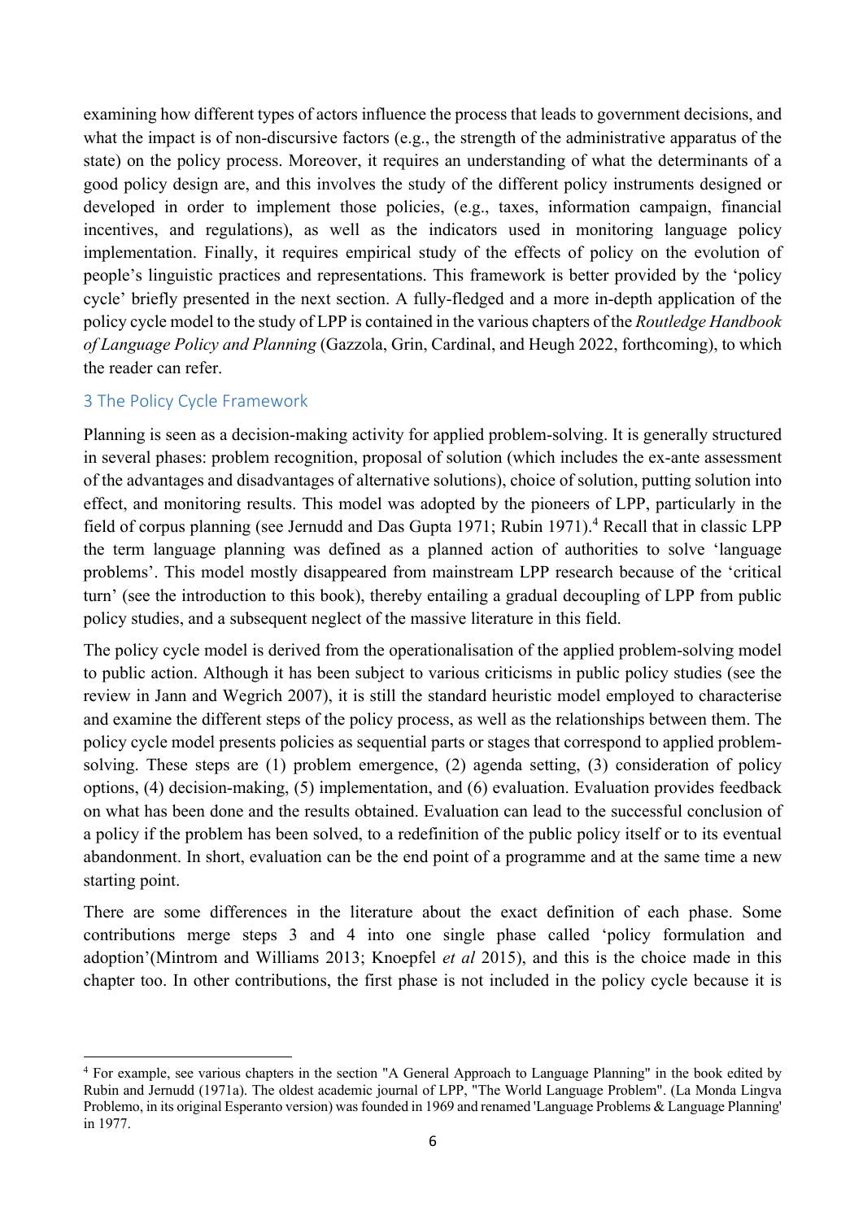examining how different types of actors influence the process that leads to government decisions, and what the impact is of non-discursive factors (e.g., the strength of the administrative apparatus of the state) on the policy process. Moreover, it requires an understanding of what the determinants of a good policy design are, and this involves the study of the different policy instruments designed or developed in order to implement those policies, (e.g., taxes, information campaign, financial incentives, and regulations), as well as the indicators used in monitoring language policy implementation. Finally, it requires empirical study of the effects of policy on the evolution of people's linguistic practices and representations. This framework is better provided by the 'policy cycle' briefly presented in the next section. A fully-fledged and a more in-depth application of the policy cycle model to the study of LPP is contained in the various chapters of the *Routledge Handbook of Language Policy and Planning* (Gazzola, Grin, Cardinal, and Heugh 2022, forthcoming), to which the reader can refer.

## 3 The Policy Cycle Framework

Planning is seen as a decision-making activity for applied problem-solving. It is generally structured in several phases: problem recognition, proposal of solution (which includes the ex-ante assessment of the advantages and disadvantages of alternative solutions), choice of solution, putting solution into effect, and monitoring results. This model was adopted by the pioneers of LPP, particularly in the field of corpus planning (see Jernudd and Das Gupta 1971; Rubin 1971).[4] Recall that in classic LPP the term language planning was defined as a planned action of authorities to solve 'language problems'. This model mostly disappeared from mainstream LPP research because of the 'critical turn' (see the introduction to this book), thereby entailing a gradual decoupling of LPP from public policy studies, and a subsequent neglect of the massive literature in this field.

The policy cycle model is derived from the operationalisation of the applied problem-solving model to public action. Although it has been subject to various criticisms in public policy studies (see the review in Jann and Wegrich 2007), it is still the standard heuristic model employed to characterise and examine the different steps of the policy process, as well as the relationships between them. The policy cycle model presents policies as sequential parts or stages that correspond to applied problem-solving. These steps are (1) problem emergence, (2) agenda setting, (3) consideration of policy options, (4) decision-making, (5) implementation, and (6) evaluation. Evaluation provides feedback on what has been done and the results obtained. Evaluation can lead to the successful conclusion of a policy if the problem has been solved, to a redefinition of the public policy itself or to its eventual abandonment. In short, evaluation can be the end point of a programme and at the same time a new starting point.

There are some differences in the literature about the exact definition of each phase. Some contributions merge steps 3 and 4 into one single phase called 'policy formulation and adoption'(Mintrom and Williams 2013; Knoepfel *et al* 2015), and this is the choice made in this chapter too. In other contributions, the first phase is not included in the policy cycle because it is

---

[4] For example, see various chapters in the section "A General Approach to Language Planning" in the book edited by Rubin and Jernudd (1971a). The oldest academic journal of LPP, "The World Language Problem". (La Monda Lingva Problemo, in its original Esperanto version) was founded in 1969 and renamed 'Language Problems & Language Planning' in 1977.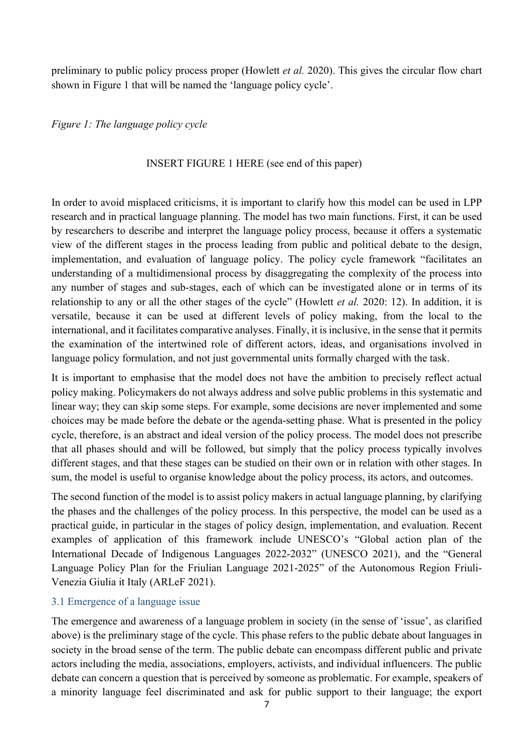preliminary to public policy process proper (Howlett *et al.* 2020). This gives the circular flow chart shown in Figure 1 that will be named the 'language policy cycle'.

*Figure 1: The language policy cycle*

INSERT FIGURE 1 HERE (see end of this paper)

In order to avoid misplaced criticisms, it is important to clarify how this model can be used in LPP research and in practical language planning. The model has two main functions. First, it can be used by researchers to describe and interpret the language policy process, because it offers a systematic view of the different stages in the process leading from public and political debate to the design, implementation, and evaluation of language policy. The policy cycle framework "facilitates an understanding of a multidimensional process by disaggregating the complexity of the process into any number of stages and sub-stages, each of which can be investigated alone or in terms of its relationship to any or all the other stages of the cycle" (Howlett *et al.* 2020: 12). In addition, it is versatile, because it can be used at different levels of policy making, from the local to the international, and it facilitates comparative analyses. Finally, it is inclusive, in the sense that it permits the examination of the intertwined role of different actors, ideas, and organisations involved in language policy formulation, and not just governmental units formally charged with the task.

It is important to emphasise that the model does not have the ambition to precisely reflect actual policy making. Policymakers do not always address and solve public problems in this systematic and linear way; they can skip some steps. For example, some decisions are never implemented and some choices may be made before the debate or the agenda-setting phase. What is presented in the policy cycle, therefore, is an abstract and ideal version of the policy process. The model does not prescribe that all phases should and will be followed, but simply that the policy process typically involves different stages, and that these stages can be studied on their own or in relation with other stages. In sum, the model is useful to organise knowledge about the policy process, its actors, and outcomes.

The second function of the model is to assist policy makers in actual language planning, by clarifying the phases and the challenges of the policy process. In this perspective, the model can be used as a practical guide, in particular in the stages of policy design, implementation, and evaluation. Recent examples of application of this framework include UNESCO's "Global action plan of the International Decade of Indigenous Languages 2022-2032" (UNESCO 2021), and the "General Language Policy Plan for the Friulian Language 2021-2025" of the Autonomous Region Friuli-Venezia Giulia it Italy (ARLeF 2021).

### 3.1 Emergence of a language issue

The emergence and awareness of a language problem in society (in the sense of 'issue', as clarified above) is the preliminary stage of the cycle. This phase refers to the public debate about languages in society in the broad sense of the term. The public debate can encompass different public and private actors including the media, associations, employers, activists, and individual influencers. The public debate can concern a question that is perceived by someone as problematic. For example, speakers of a minority language feel discriminated and ask for public support to their language; the export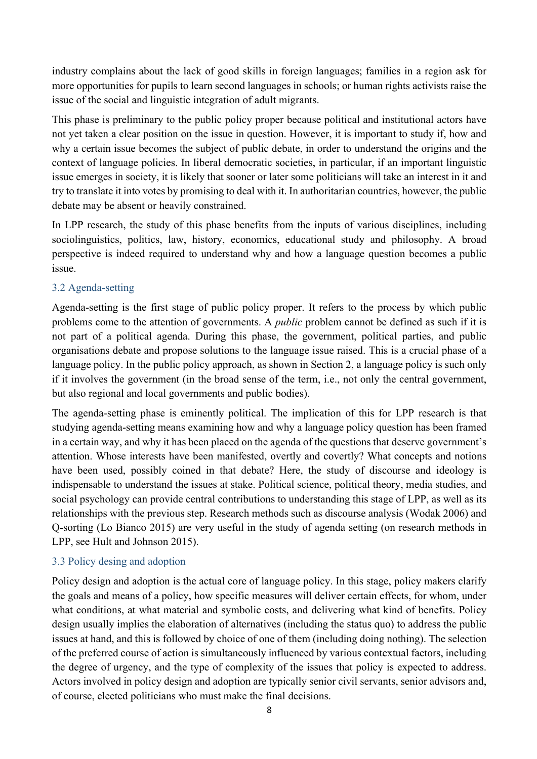industry complains about the lack of good skills in foreign languages; families in a region ask for more opportunities for pupils to learn second languages in schools; or human rights activists raise the issue of the social and linguistic integration of adult migrants.

This phase is preliminary to the public policy proper because political and institutional actors have not yet taken a clear position on the issue in question. However, it is important to study if, how and why a certain issue becomes the subject of public debate, in order to understand the origins and the context of language policies. In liberal democratic societies, in particular, if an important linguistic issue emerges in society, it is likely that sooner or later some politicians will take an interest in it and try to translate it into votes by promising to deal with it. In authoritarian countries, however, the public debate may be absent or heavily constrained.

In LPP research, the study of this phase benefits from the inputs of various disciplines, including sociolinguistics, politics, law, history, economics, educational study and philosophy. A broad perspective is indeed required to understand why and how a language question becomes a public issue.

### 3.2 Agenda-setting

Agenda-setting is the first stage of public policy proper. It refers to the process by which public problems come to the attention of governments. A *public* problem cannot be defined as such if it is not part of a political agenda. During this phase, the government, political parties, and public organisations debate and propose solutions to the language issue raised. This is a crucial phase of a language policy. In the public policy approach, as shown in Section 2, a language policy is such only if it involves the government (in the broad sense of the term, i.e., not only the central government, but also regional and local governments and public bodies).

The agenda-setting phase is eminently political. The implication of this for LPP research is that studying agenda-setting means examining how and why a language policy question has been framed in a certain way, and why it has been placed on the agenda of the questions that deserve government's attention. Whose interests have been manifested, overtly and covertly? What concepts and notions have been used, possibly coined in that debate? Here, the study of discourse and ideology is indispensable to understand the issues at stake. Political science, political theory, media studies, and social psychology can provide central contributions to understanding this stage of LPP, as well as its relationships with the previous step. Research methods such as discourse analysis (Wodak 2006) and Q-sorting (Lo Bianco 2015) are very useful in the study of agenda setting (on research methods in LPP, see Hult and Johnson 2015).

### 3.3 Policy desing and adoption

Policy design and adoption is the actual core of language policy. In this stage, policy makers clarify the goals and means of a policy, how specific measures will deliver certain effects, for whom, under what conditions, at what material and symbolic costs, and delivering what kind of benefits. Policy design usually implies the elaboration of alternatives (including the status quo) to address the public issues at hand, and this is followed by choice of one of them (including doing nothing). The selection of the preferred course of action is simultaneously influenced by various contextual factors, including the degree of urgency, and the type of complexity of the issues that policy is expected to address. Actors involved in policy design and adoption are typically senior civil servants, senior advisors and, of course, elected politicians who must make the final decisions.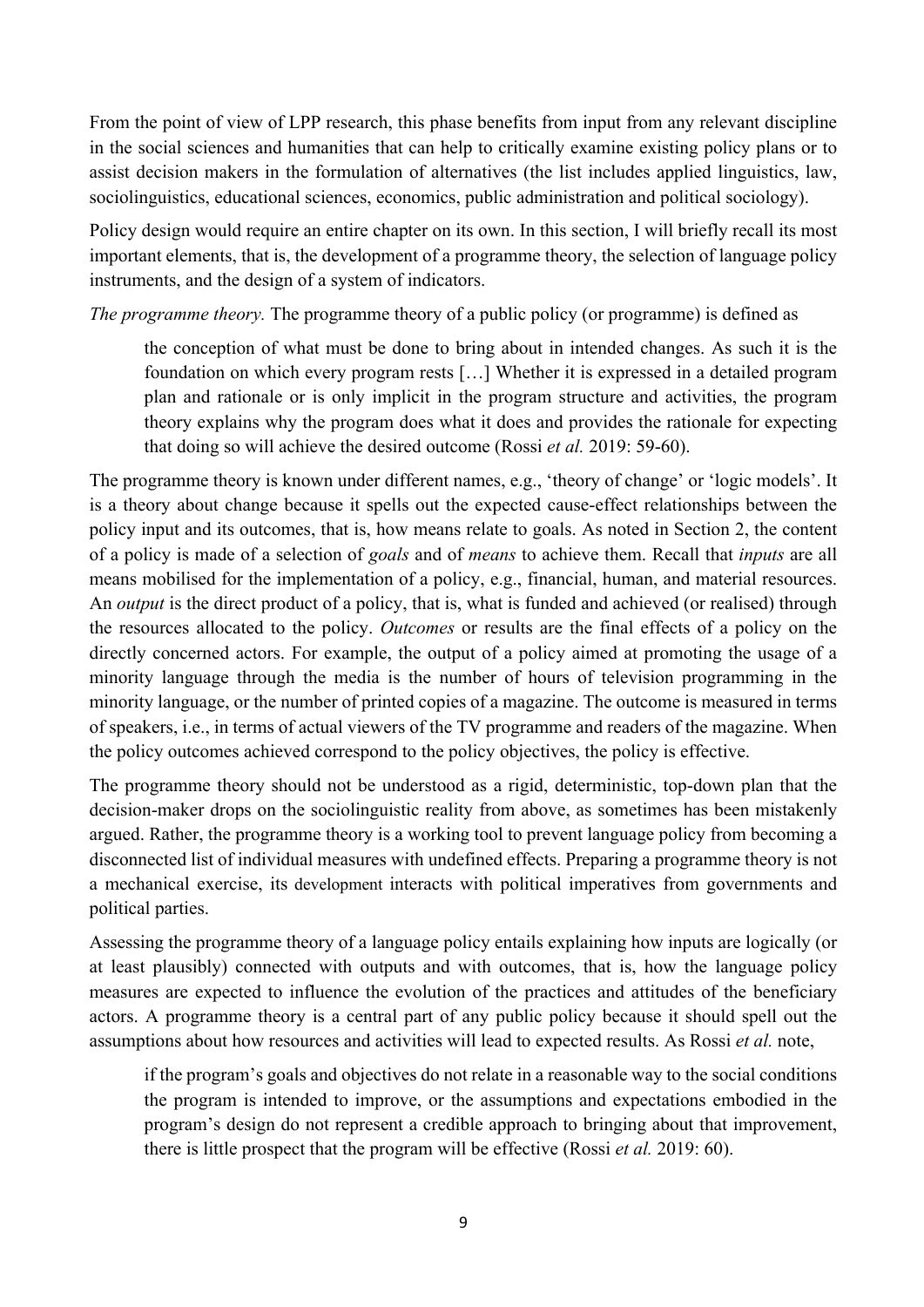From the point of view of LPP research, this phase benefits from input from any relevant discipline in the social sciences and humanities that can help to critically examine existing policy plans or to assist decision makers in the formulation of alternatives (the list includes applied linguistics, law, sociolinguistics, educational sciences, economics, public administration and political sociology).

Policy design would require an entire chapter on its own. In this section, I will briefly recall its most important elements, that is, the development of a programme theory, the selection of language policy instruments, and the design of a system of indicators.

*The programme theory.* The programme theory of a public policy (or programme) is defined as

> the conception of what must be done to bring about in intended changes. As such it is the foundation on which every program rests […] Whether it is expressed in a detailed program plan and rationale or is only implicit in the program structure and activities, the program theory explains why the program does what it does and provides the rationale for expecting that doing so will achieve the desired outcome (Rossi *et al.* 2019: 59-60).

The programme theory is known under different names, e.g., 'theory of change' or 'logic models'. It is a theory about change because it spells out the expected cause-effect relationships between the policy input and its outcomes, that is, how means relate to goals. As noted in Section 2, the content of a policy is made of a selection of *goals* and of *means* to achieve them. Recall that *inputs* are all means mobilised for the implementation of a policy, e.g., financial, human, and material resources. An *output* is the direct product of a policy, that is, what is funded and achieved (or realised) through the resources allocated to the policy. *Outcomes* or results are the final effects of a policy on the directly concerned actors. For example, the output of a policy aimed at promoting the usage of a minority language through the media is the number of hours of television programming in the minority language, or the number of printed copies of a magazine. The outcome is measured in terms of speakers, i.e., in terms of actual viewers of the TV programme and readers of the magazine. When the policy outcomes achieved correspond to the policy objectives, the policy is effective.

The programme theory should not be understood as a rigid, deterministic, top-down plan that the decision-maker drops on the sociolinguistic reality from above, as sometimes has been mistakenly argued. Rather, the programme theory is a working tool to prevent language policy from becoming a disconnected list of individual measures with undefined effects. Preparing a programme theory is not a mechanical exercise, its development interacts with political imperatives from governments and political parties.

Assessing the programme theory of a language policy entails explaining how inputs are logically (or at least plausibly) connected with outputs and with outcomes, that is, how the language policy measures are expected to influence the evolution of the practices and attitudes of the beneficiary actors. A programme theory is a central part of any public policy because it should spell out the assumptions about how resources and activities will lead to expected results. As Rossi *et al.* note,

> if the program's goals and objectives do not relate in a reasonable way to the social conditions the program is intended to improve, or the assumptions and expectations embodied in the program's design do not represent a credible approach to bringing about that improvement, there is little prospect that the program will be effective (Rossi *et al.* 2019: 60).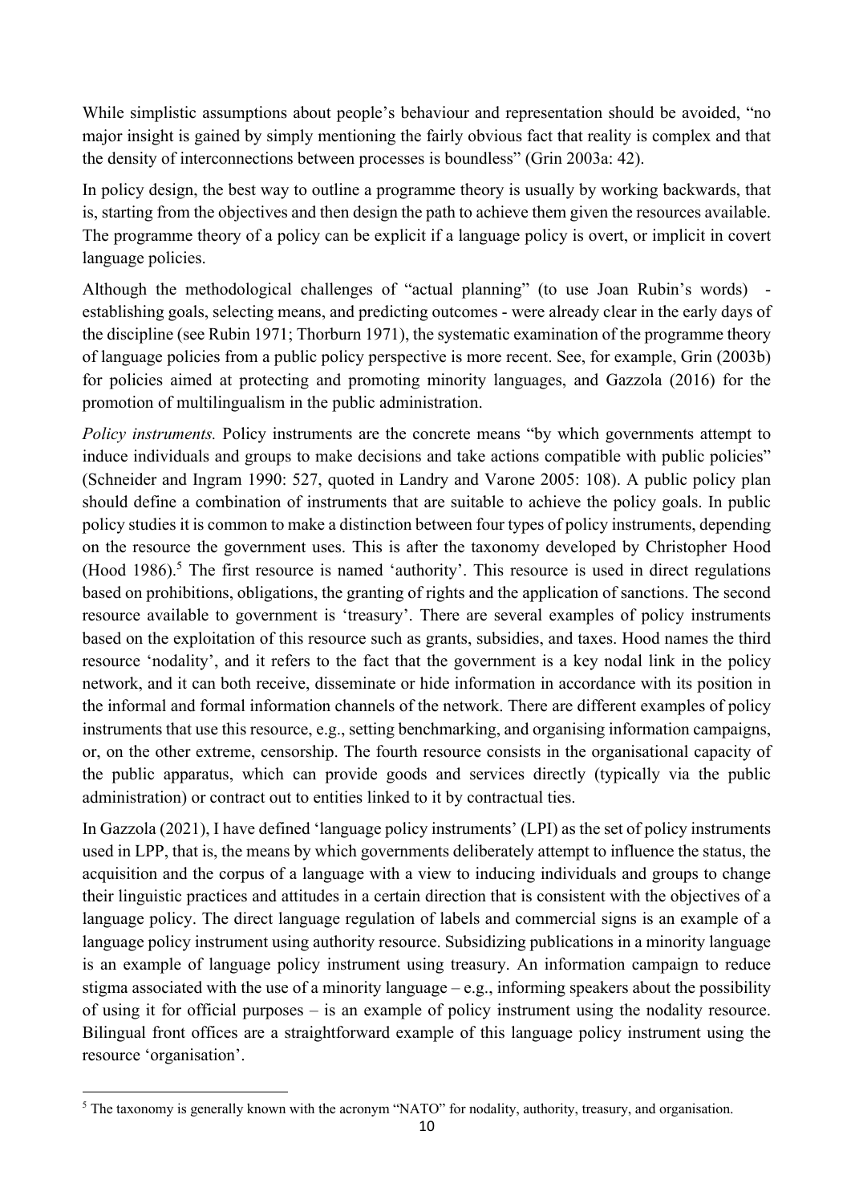While simplistic assumptions about people's behaviour and representation should be avoided, "no major insight is gained by simply mentioning the fairly obvious fact that reality is complex and that the density of interconnections between processes is boundless" (Grin 2003a: 42).

In policy design, the best way to outline a programme theory is usually by working backwards, that is, starting from the objectives and then design the path to achieve them given the resources available. The programme theory of a policy can be explicit if a language policy is overt, or implicit in covert language policies.

Although the methodological challenges of "actual planning" (to use Joan Rubin's words) - establishing goals, selecting means, and predicting outcomes - were already clear in the early days of the discipline (see Rubin 1971; Thorburn 1971), the systematic examination of the programme theory of language policies from a public policy perspective is more recent. See, for example, Grin (2003b) for policies aimed at protecting and promoting minority languages, and Gazzola (2016) for the promotion of multilingualism in the public administration.

*Policy instruments.* Policy instruments are the concrete means "by which governments attempt to induce individuals and groups to make decisions and take actions compatible with public policies" (Schneider and Ingram 1990: 527, quoted in Landry and Varone 2005: 108). A public policy plan should define a combination of instruments that are suitable to achieve the policy goals. In public policy studies it is common to make a distinction between four types of policy instruments, depending on the resource the government uses. This is after the taxonomy developed by Christopher Hood (Hood 1986).[5] The first resource is named 'authority'. This resource is used in direct regulations based on prohibitions, obligations, the granting of rights and the application of sanctions. The second resource available to government is 'treasury'. There are several examples of policy instruments based on the exploitation of this resource such as grants, subsidies, and taxes. Hood names the third resource 'nodality', and it refers to the fact that the government is a key nodal link in the policy network, and it can both receive, disseminate or hide information in accordance with its position in the informal and formal information channels of the network. There are different examples of policy instruments that use this resource, e.g., setting benchmarking, and organising information campaigns, or, on the other extreme, censorship. The fourth resource consists in the organisational capacity of the public apparatus, which can provide goods and services directly (typically via the public administration) or contract out to entities linked to it by contractual ties.

In Gazzola (2021), I have defined 'language policy instruments' (LPI) as the set of policy instruments used in LPP, that is, the means by which governments deliberately attempt to influence the status, the acquisition and the corpus of a language with a view to inducing individuals and groups to change their linguistic practices and attitudes in a certain direction that is consistent with the objectives of a language policy. The direct language regulation of labels and commercial signs is an example of a language policy instrument using authority resource. Subsidizing publications in a minority language is an example of language policy instrument using treasury. An information campaign to reduce stigma associated with the use of a minority language – e.g., informing speakers about the possibility of using it for official purposes – is an example of policy instrument using the nodality resource. Bilingual front offices are a straightforward example of this language policy instrument using the resource 'organisation'.

[5] The taxonomy is generally known with the acronym "NATO" for nodality, authority, treasury, and organisation.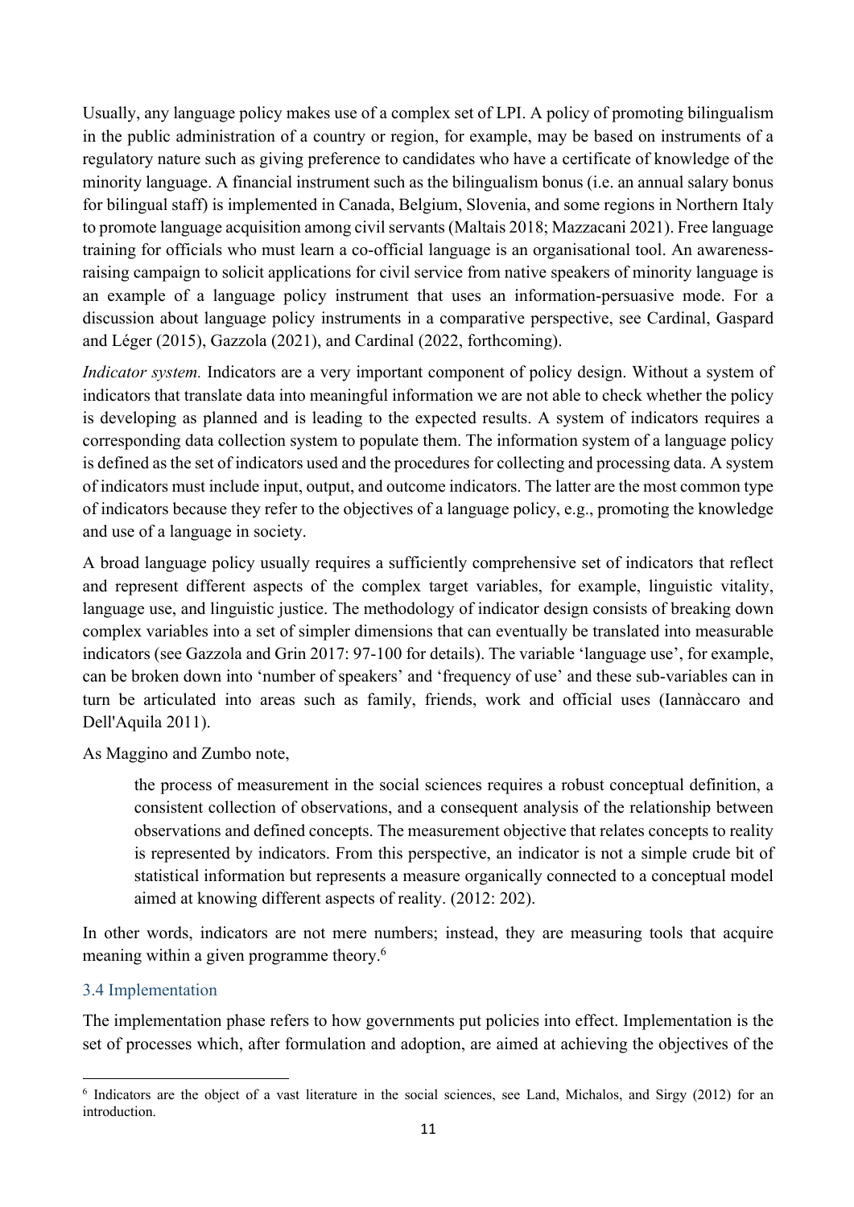Usually, any language policy makes use of a complex set of LPI. A policy of promoting bilingualism in the public administration of a country or region, for example, may be based on instruments of a regulatory nature such as giving preference to candidates who have a certificate of knowledge of the minority language. A financial instrument such as the bilingualism bonus (i.e. an annual salary bonus for bilingual staff) is implemented in Canada, Belgium, Slovenia, and some regions in Northern Italy to promote language acquisition among civil servants (Maltais 2018; Mazzacani 2021). Free language training for officials who must learn a co-official language is an organisational tool. An awareness-raising campaign to solicit applications for civil service from native speakers of minority language is an example of a language policy instrument that uses an information-persuasive mode. For a discussion about language policy instruments in a comparative perspective, see Cardinal, Gaspard and Léger (2015), Gazzola (2021), and Cardinal (2022, forthcoming).

*Indicator system.* Indicators are a very important component of policy design. Without a system of indicators that translate data into meaningful information we are not able to check whether the policy is developing as planned and is leading to the expected results. A system of indicators requires a corresponding data collection system to populate them. The information system of a language policy is defined as the set of indicators used and the procedures for collecting and processing data. A system of indicators must include input, output, and outcome indicators. The latter are the most common type of indicators because they refer to the objectives of a language policy, e.g., promoting the knowledge and use of a language in society.

A broad language policy usually requires a sufficiently comprehensive set of indicators that reflect and represent different aspects of the complex target variables, for example, linguistic vitality, language use, and linguistic justice. The methodology of indicator design consists of breaking down complex variables into a set of simpler dimensions that can eventually be translated into measurable indicators (see Gazzola and Grin 2017: 97-100 for details). The variable 'language use', for example, can be broken down into 'number of speakers' and 'frequency of use' and these sub-variables can in turn be articulated into areas such as family, friends, work and official uses (Iannàccaro and Dell'Aquila 2011).

As Maggino and Zumbo note,

> the process of measurement in the social sciences requires a robust conceptual definition, a consistent collection of observations, and a consequent analysis of the relationship between observations and defined concepts. The measurement objective that relates concepts to reality is represented by indicators. From this perspective, an indicator is not a simple crude bit of statistical information but represents a measure organically connected to a conceptual model aimed at knowing different aspects of reality. (2012: 202).

In other words, indicators are not mere numbers; instead, they are measuring tools that acquire meaning within a given programme theory.[6]

### 3.4 Implementation

The implementation phase refers to how governments put policies into effect. Implementation is the set of processes which, after formulation and adoption, are aimed at achieving the objectives of the

[6] Indicators are the object of a vast literature in the social sciences, see Land, Michalos, and Sirgy (2012) for an introduction.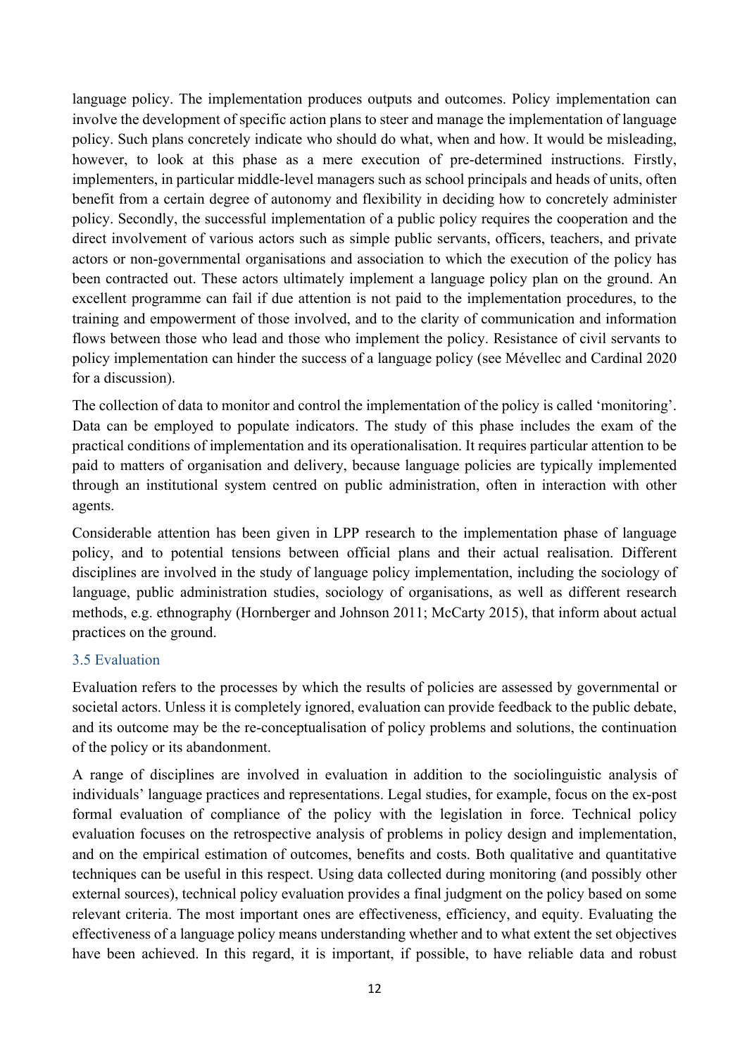language policy. The implementation produces outputs and outcomes. Policy implementation can involve the development of specific action plans to steer and manage the implementation of language policy. Such plans concretely indicate who should do what, when and how. It would be misleading, however, to look at this phase as a mere execution of pre-determined instructions. Firstly, implementers, in particular middle-level managers such as school principals and heads of units, often benefit from a certain degree of autonomy and flexibility in deciding how to concretely administer policy. Secondly, the successful implementation of a public policy requires the cooperation and the direct involvement of various actors such as simple public servants, officers, teachers, and private actors or non-governmental organisations and association to which the execution of the policy has been contracted out. These actors ultimately implement a language policy plan on the ground. An excellent programme can fail if due attention is not paid to the implementation procedures, to the training and empowerment of those involved, and to the clarity of communication and information flows between those who lead and those who implement the policy. Resistance of civil servants to policy implementation can hinder the success of a language policy (see Mévellec and Cardinal 2020 for a discussion).

The collection of data to monitor and control the implementation of the policy is called 'monitoring'. Data can be employed to populate indicators. The study of this phase includes the exam of the practical conditions of implementation and its operationalisation. It requires particular attention to be paid to matters of organisation and delivery, because language policies are typically implemented through an institutional system centred on public administration, often in interaction with other agents.

Considerable attention has been given in LPP research to the implementation phase of language policy, and to potential tensions between official plans and their actual realisation. Different disciplines are involved in the study of language policy implementation, including the sociology of language, public administration studies, sociology of organisations, as well as different research methods, e.g. ethnography (Hornberger and Johnson 2011; McCarty 2015), that inform about actual practices on the ground.

### 3.5 Evaluation

Evaluation refers to the processes by which the results of policies are assessed by governmental or societal actors. Unless it is completely ignored, evaluation can provide feedback to the public debate, and its outcome may be the re-conceptualisation of policy problems and solutions, the continuation of the policy or its abandonment.

A range of disciplines are involved in evaluation in addition to the sociolinguistic analysis of individuals' language practices and representations. Legal studies, for example, focus on the ex-post formal evaluation of compliance of the policy with the legislation in force. Technical policy evaluation focuses on the retrospective analysis of problems in policy design and implementation, and on the empirical estimation of outcomes, benefits and costs. Both qualitative and quantitative techniques can be useful in this respect. Using data collected during monitoring (and possibly other external sources), technical policy evaluation provides a final judgment on the policy based on some relevant criteria. The most important ones are effectiveness, efficiency, and equity. Evaluating the effectiveness of a language policy means understanding whether and to what extent the set objectives have been achieved. In this regard, it is important, if possible, to have reliable data and robust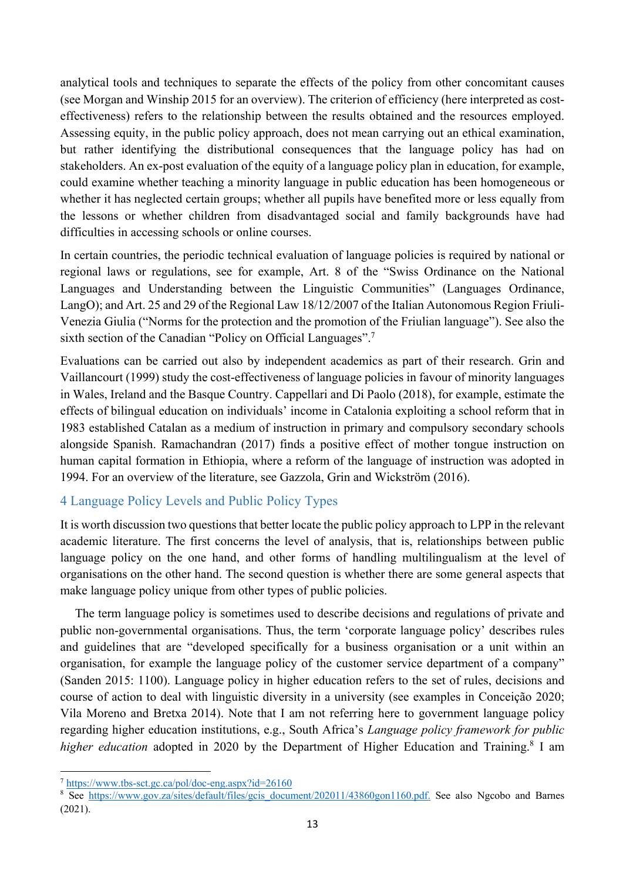analytical tools and techniques to separate the effects of the policy from other concomitant causes (see Morgan and Winship 2015 for an overview). The criterion of efficiency (here interpreted as cost-effectiveness) refers to the relationship between the results obtained and the resources employed. Assessing equity, in the public policy approach, does not mean carrying out an ethical examination, but rather identifying the distributional consequences that the language policy has had on stakeholders. An ex-post evaluation of the equity of a language policy plan in education, for example, could examine whether teaching a minority language in public education has been homogeneous or whether it has neglected certain groups; whether all pupils have benefited more or less equally from the lessons or whether children from disadvantaged social and family backgrounds have had difficulties in accessing schools or online courses.

In certain countries, the periodic technical evaluation of language policies is required by national or regional laws or regulations, see for example, Art. 8 of the "Swiss Ordinance on the National Languages and Understanding between the Linguistic Communities" (Languages Ordinance, LangO); and Art. 25 and 29 of the Regional Law 18/12/2007 of the Italian Autonomous Region Friuli-Venezia Giulia ("Norms for the protection and the promotion of the Friulian language"). See also the sixth section of the Canadian "Policy on Official Languages".[7]

Evaluations can be carried out also by independent academics as part of their research. Grin and Vaillancourt (1999) study the cost-effectiveness of language policies in favour of minority languages in Wales, Ireland and the Basque Country. Cappellari and Di Paolo (2018), for example, estimate the effects of bilingual education on individuals' income in Catalonia exploiting a school reform that in 1983 established Catalan as a medium of instruction in primary and compulsory secondary schools alongside Spanish. Ramachandran (2017) finds a positive effect of mother tongue instruction on human capital formation in Ethiopia, where a reform of the language of instruction was adopted in 1994. For an overview of the literature, see Gazzola, Grin and Wickström (2016).

## 4 Language Policy Levels and Public Policy Types

It is worth discussion two questions that better locate the public policy approach to LPP in the relevant academic literature. The first concerns the level of analysis, that is, relationships between public language policy on the one hand, and other forms of handling multilingualism at the level of organisations on the other hand. The second question is whether there are some general aspects that make language policy unique from other types of public policies.

The term language policy is sometimes used to describe decisions and regulations of private and public non-governmental organisations. Thus, the term 'corporate language policy' describes rules and guidelines that are "developed specifically for a business organisation or a unit within an organisation, for example the language policy of the customer service department of a company" (Sanden 2015: 1100). Language policy in higher education refers to the set of rules, decisions and course of action to deal with linguistic diversity in a university (see examples in Conceição 2020; Vila Moreno and Bretxa 2014). Note that I am not referring here to government language policy regarding higher education institutions, e.g., South Africa's *Language policy framework for public higher education* adopted in 2020 by the Department of Higher Education and Training.[8] I am

[7] https://www.tbs-sct.gc.ca/pol/doc-eng.aspx?id=26160

[8] See https://www.gov.za/sites/default/files/gcis_document/202011/43860gon1160.pdf. See also Ngcobo and Barnes (2021).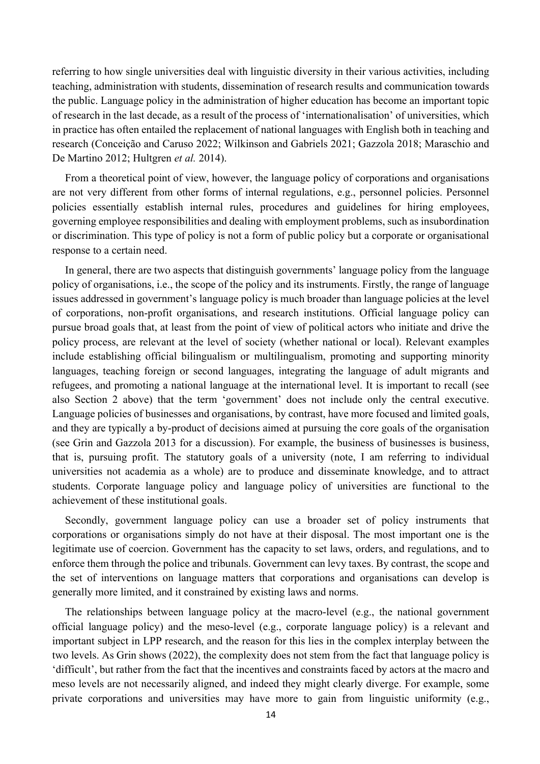referring to how single universities deal with linguistic diversity in their various activities, including teaching, administration with students, dissemination of research results and communication towards the public. Language policy in the administration of higher education has become an important topic of research in the last decade, as a result of the process of 'internationalisation' of universities, which in practice has often entailed the replacement of national languages with English both in teaching and research (Conceição and Caruso 2022; Wilkinson and Gabriels 2021; Gazzola 2018; Maraschio and De Martino 2012; Hultgren *et al.* 2014).

From a theoretical point of view, however, the language policy of corporations and organisations are not very different from other forms of internal regulations, e.g., personnel policies. Personnel policies essentially establish internal rules, procedures and guidelines for hiring employees, governing employee responsibilities and dealing with employment problems, such as insubordination or discrimination. This type of policy is not a form of public policy but a corporate or organisational response to a certain need.

In general, there are two aspects that distinguish governments' language policy from the language policy of organisations, i.e., the scope of the policy and its instruments. Firstly, the range of language issues addressed in government's language policy is much broader than language policies at the level of corporations, non-profit organisations, and research institutions. Official language policy can pursue broad goals that, at least from the point of view of political actors who initiate and drive the policy process, are relevant at the level of society (whether national or local). Relevant examples include establishing official bilingualism or multilingualism, promoting and supporting minority languages, teaching foreign or second languages, integrating the language of adult migrants and refugees, and promoting a national language at the international level. It is important to recall (see also Section 2 above) that the term 'government' does not include only the central executive. Language policies of businesses and organisations, by contrast, have more focused and limited goals, and they are typically a by-product of decisions aimed at pursuing the core goals of the organisation (see Grin and Gazzola 2013 for a discussion). For example, the business of businesses is business, that is, pursuing profit. The statutory goals of a university (note, I am referring to individual universities not academia as a whole) are to produce and disseminate knowledge, and to attract students. Corporate language policy and language policy of universities are functional to the achievement of these institutional goals.

Secondly, government language policy can use a broader set of policy instruments that corporations or organisations simply do not have at their disposal. The most important one is the legitimate use of coercion. Government has the capacity to set laws, orders, and regulations, and to enforce them through the police and tribunals. Government can levy taxes. By contrast, the scope and the set of interventions on language matters that corporations and organisations can develop is generally more limited, and it constrained by existing laws and norms.

The relationships between language policy at the macro-level (e.g., the national government official language policy) and the meso-level (e.g., corporate language policy) is a relevant and important subject in LPP research, and the reason for this lies in the complex interplay between the two levels. As Grin shows (2022), the complexity does not stem from the fact that language policy is 'difficult', but rather from the fact that the incentives and constraints faced by actors at the macro and meso levels are not necessarily aligned, and indeed they might clearly diverge. For example, some private corporations and universities may have more to gain from linguistic uniformity (e.g.,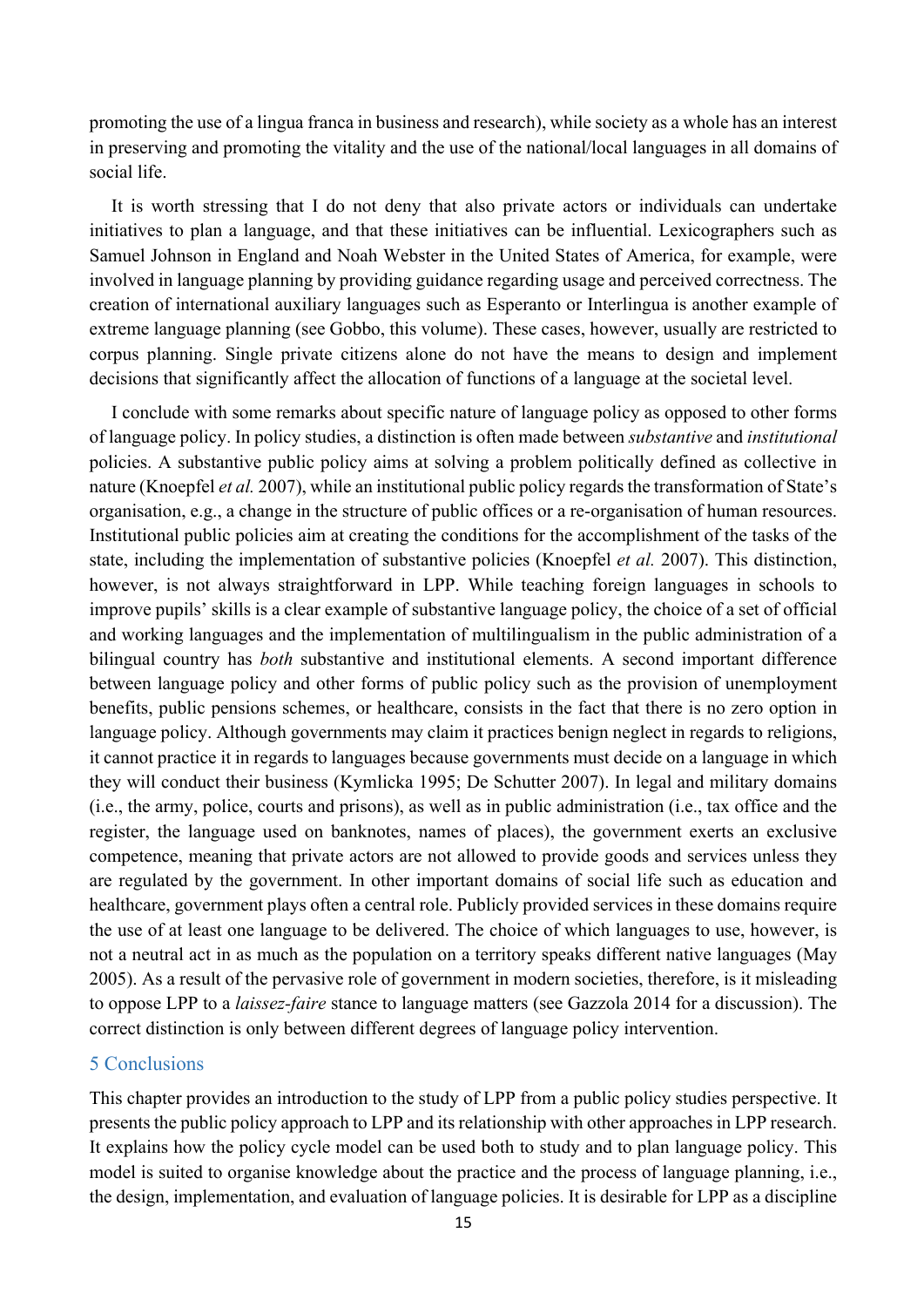promoting the use of a lingua franca in business and research), while society as a whole has an interest in preserving and promoting the vitality and the use of the national/local languages in all domains of social life.

It is worth stressing that I do not deny that also private actors or individuals can undertake initiatives to plan a language, and that these initiatives can be influential. Lexicographers such as Samuel Johnson in England and Noah Webster in the United States of America, for example, were involved in language planning by providing guidance regarding usage and perceived correctness. The creation of international auxiliary languages such as Esperanto or Interlingua is another example of extreme language planning (see Gobbo, this volume). These cases, however, usually are restricted to corpus planning. Single private citizens alone do not have the means to design and implement decisions that significantly affect the allocation of functions of a language at the societal level.

I conclude with some remarks about specific nature of language policy as opposed to other forms of language policy. In policy studies, a distinction is often made between *substantive* and *institutional* policies. A substantive public policy aims at solving a problem politically defined as collective in nature (Knoepfel *et al.* 2007), while an institutional public policy regards the transformation of State's organisation, e.g., a change in the structure of public offices or a re-organisation of human resources. Institutional public policies aim at creating the conditions for the accomplishment of the tasks of the state, including the implementation of substantive policies (Knoepfel *et al.* 2007). This distinction, however, is not always straightforward in LPP. While teaching foreign languages in schools to improve pupils' skills is a clear example of substantive language policy, the choice of a set of official and working languages and the implementation of multilingualism in the public administration of a bilingual country has *both* substantive and institutional elements. A second important difference between language policy and other forms of public policy such as the provision of unemployment benefits, public pensions schemes, or healthcare, consists in the fact that there is no zero option in language policy. Although governments may claim it practices benign neglect in regards to religions, it cannot practice it in regards to languages because governments must decide on a language in which they will conduct their business (Kymlicka 1995; De Schutter 2007). In legal and military domains (i.e., the army, police, courts and prisons), as well as in public administration (i.e., tax office and the register, the language used on banknotes, names of places), the government exerts an exclusive competence, meaning that private actors are not allowed to provide goods and services unless they are regulated by the government. In other important domains of social life such as education and healthcare, government plays often a central role. Publicly provided services in these domains require the use of at least one language to be delivered. The choice of which languages to use, however, is not a neutral act in as much as the population on a territory speaks different native languages (May 2005). As a result of the pervasive role of government in modern societies, therefore, is it misleading to oppose LPP to a *laissez-faire* stance to language matters (see Gazzola 2014 for a discussion). The correct distinction is only between different degrees of language policy intervention.

## 5 Conclusions

This chapter provides an introduction to the study of LPP from a public policy studies perspective. It presents the public policy approach to LPP and its relationship with other approaches in LPP research. It explains how the policy cycle model can be used both to study and to plan language policy. This model is suited to organise knowledge about the practice and the process of language planning, i.e., the design, implementation, and evaluation of language policies. It is desirable for LPP as a discipline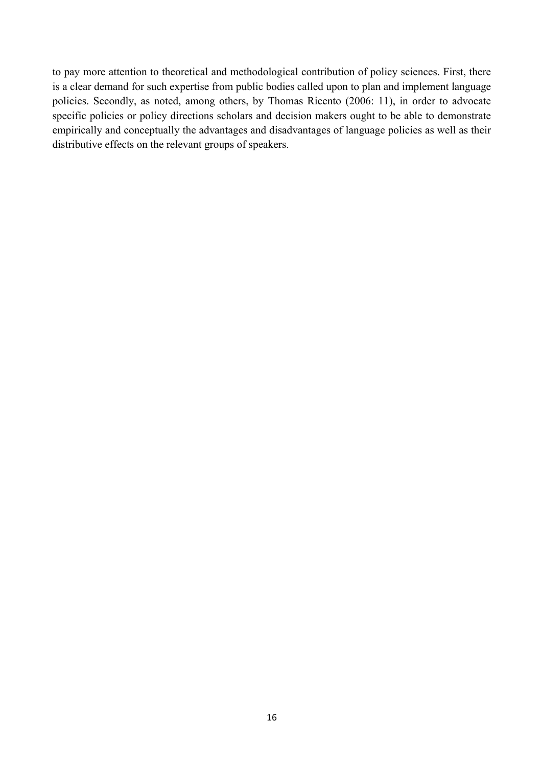to pay more attention to theoretical and methodological contribution of policy sciences. First, there is a clear demand for such expertise from public bodies called upon to plan and implement language policies. Secondly, as noted, among others, by Thomas Ricento (2006: 11), in order to advocate specific policies or policy directions scholars and decision makers ought to be able to demonstrate empirically and conceptually the advantages and disadvantages of language policies as well as their distributive effects on the relevant groups of speakers.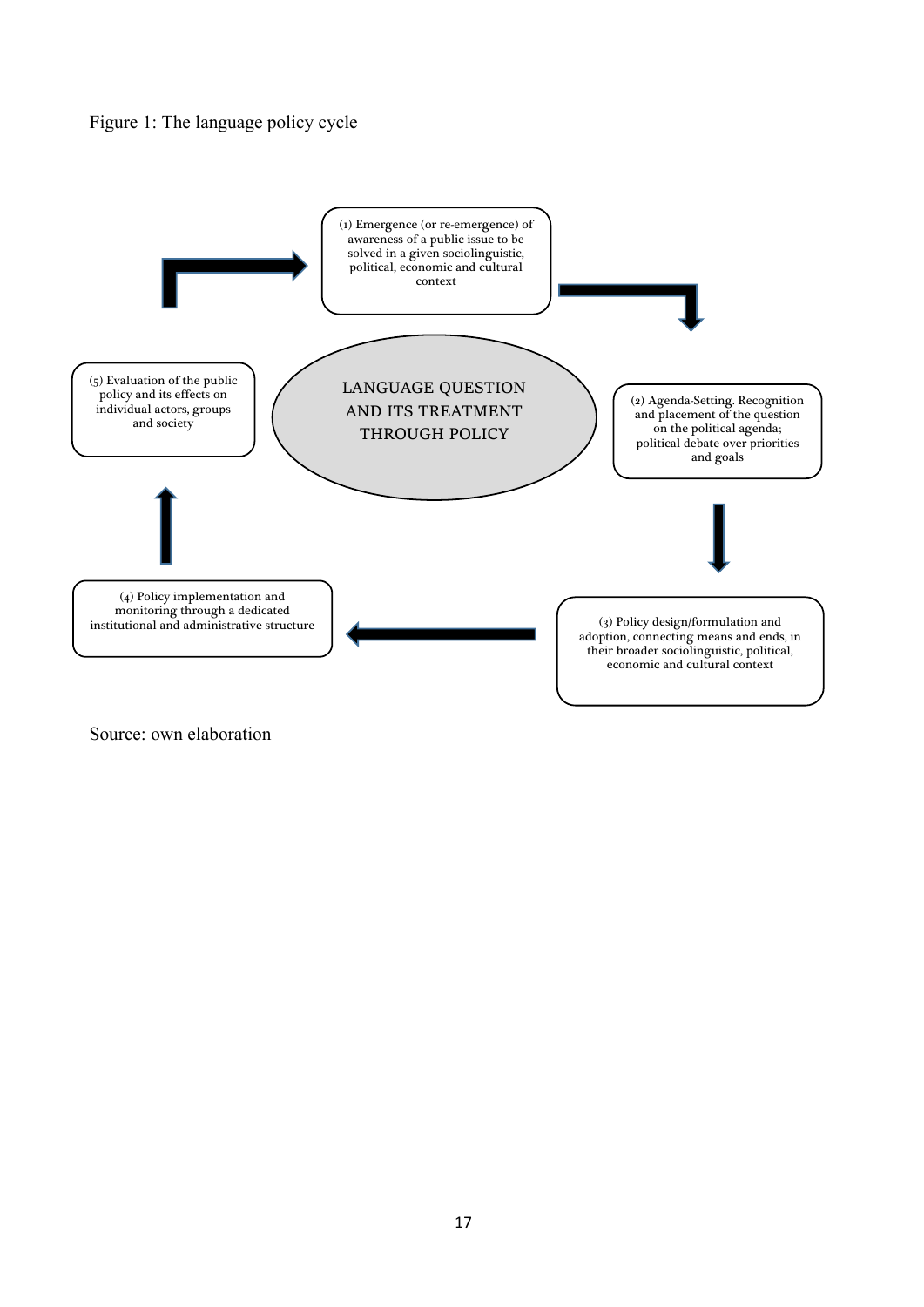Figure 1: The language policy cycle

(1) Emergence (or re-emergence) of awareness of a public issue to be solved in a given sociolinguistic, political, economic and cultural context

(2) Agenda-Setting. Recognition and placement of the question on the political agenda; political debate over priorities and goals

(3) Policy design/formulation and adoption, connecting means and ends, in their broader sociolinguistic, political, economic and cultural context

(4) Policy implementation and monitoring through a dedicated institutional and administrative structure

(5) Evaluation of the public policy and its effects on individual actors, groups and society

LANGUAGE QUESTION AND ITS TREATMENT THROUGH POLICY

Source: own elaboration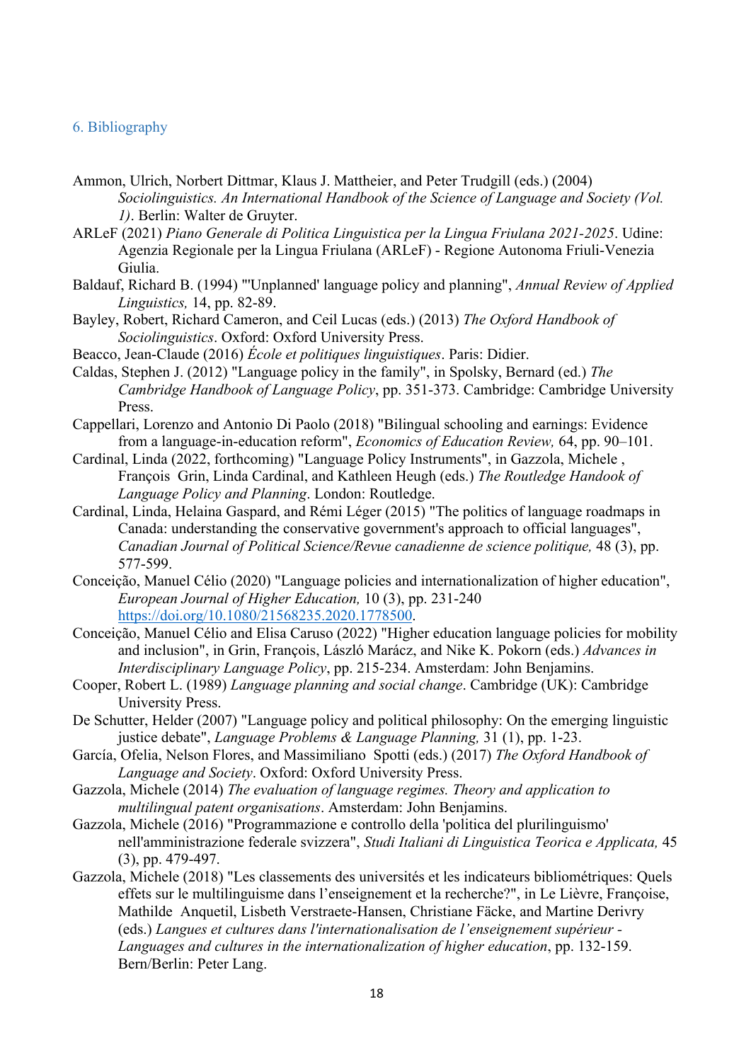## 6. Bibliography

Ammon, Ulrich, Norbert Dittmar, Klaus J. Mattheier, and Peter Trudgill (eds.) (2004) *Sociolinguistics. An International Handbook of the Science of Language and Society (Vol. 1)*. Berlin: Walter de Gruyter.

ARLeF (2021) *Piano Generale di Politica Linguistica per la Lingua Friulana 2021-2025*. Udine: Agenzia Regionale per la Lingua Friulana (ARLeF) - Regione Autonoma Friuli-Venezia Giulia.

Baldauf, Richard B. (1994) "'Unplanned' language policy and planning", *Annual Review of Applied Linguistics,* 14, pp. 82-89.

Bayley, Robert, Richard Cameron, and Ceil Lucas (eds.) (2013) *The Oxford Handbook of Sociolinguistics*. Oxford: Oxford University Press.

Beacco, Jean-Claude (2016) *École et politiques linguistiques*. Paris: Didier.

Caldas, Stephen J. (2012) "Language policy in the family", in Spolsky, Bernard (ed.) *The Cambridge Handbook of Language Policy*, pp. 351-373. Cambridge: Cambridge University Press.

Cappellari, Lorenzo and Antonio Di Paolo (2018) "Bilingual schooling and earnings: Evidence from a language-in-education reform", *Economics of Education Review,* 64, pp. 90–101.

Cardinal, Linda (2022, forthcoming) "Language Policy Instruments", in Gazzola, Michele , François Grin, Linda Cardinal, and Kathleen Heugh (eds.) *The Routledge Handook of Language Policy and Planning*. London: Routledge.

Cardinal, Linda, Helaina Gaspard, and Rémi Léger (2015) "The politics of language roadmaps in Canada: understanding the conservative government's approach to official languages", *Canadian Journal of Political Science/Revue canadienne de science politique,* 48 (3), pp. 577-599.

Conceição, Manuel Célio (2020) "Language policies and internationalization of higher education", *European Journal of Higher Education,* 10 (3), pp. 231-240 https://doi.org/10.1080/21568235.2020.1778500.

Conceição, Manuel Célio and Elisa Caruso (2022) "Higher education language policies for mobility and inclusion", in Grin, François, László Marácz, and Nike K. Pokorn (eds.) *Advances in Interdisciplinary Language Policy*, pp. 215-234. Amsterdam: John Benjamins.

Cooper, Robert L. (1989) *Language planning and social change*. Cambridge (UK): Cambridge University Press.

De Schutter, Helder (2007) "Language policy and political philosophy: On the emerging linguistic justice debate", *Language Problems & Language Planning,* 31 (1), pp. 1-23.

García, Ofelia, Nelson Flores, and Massimiliano Spotti (eds.) (2017) *The Oxford Handbook of Language and Society*. Oxford: Oxford University Press.

Gazzola, Michele (2014) *The evaluation of language regimes. Theory and application to multilingual patent organisations*. Amsterdam: John Benjamins.

Gazzola, Michele (2016) "Programmazione e controllo della 'politica del plurilinguismo' nell'amministrazione federale svizzera", *Studi Italiani di Linguistica Teorica e Applicata,* 45 (3), pp. 479-497.

Gazzola, Michele (2018) "Les classements des universités et les indicateurs bibliométriques: Quels effets sur le multilinguisme dans l'enseignement et la recherche?", in Le Lièvre, Françoise, Mathilde Anquetil, Lisbeth Verstraete-Hansen, Christiane Fäcke, and Martine Derivry (eds.) *Langues et cultures dans l'internationalisation de l'enseignement supérieur - Languages and cultures in the internationalization of higher education*, pp. 132-159. Bern/Berlin: Peter Lang.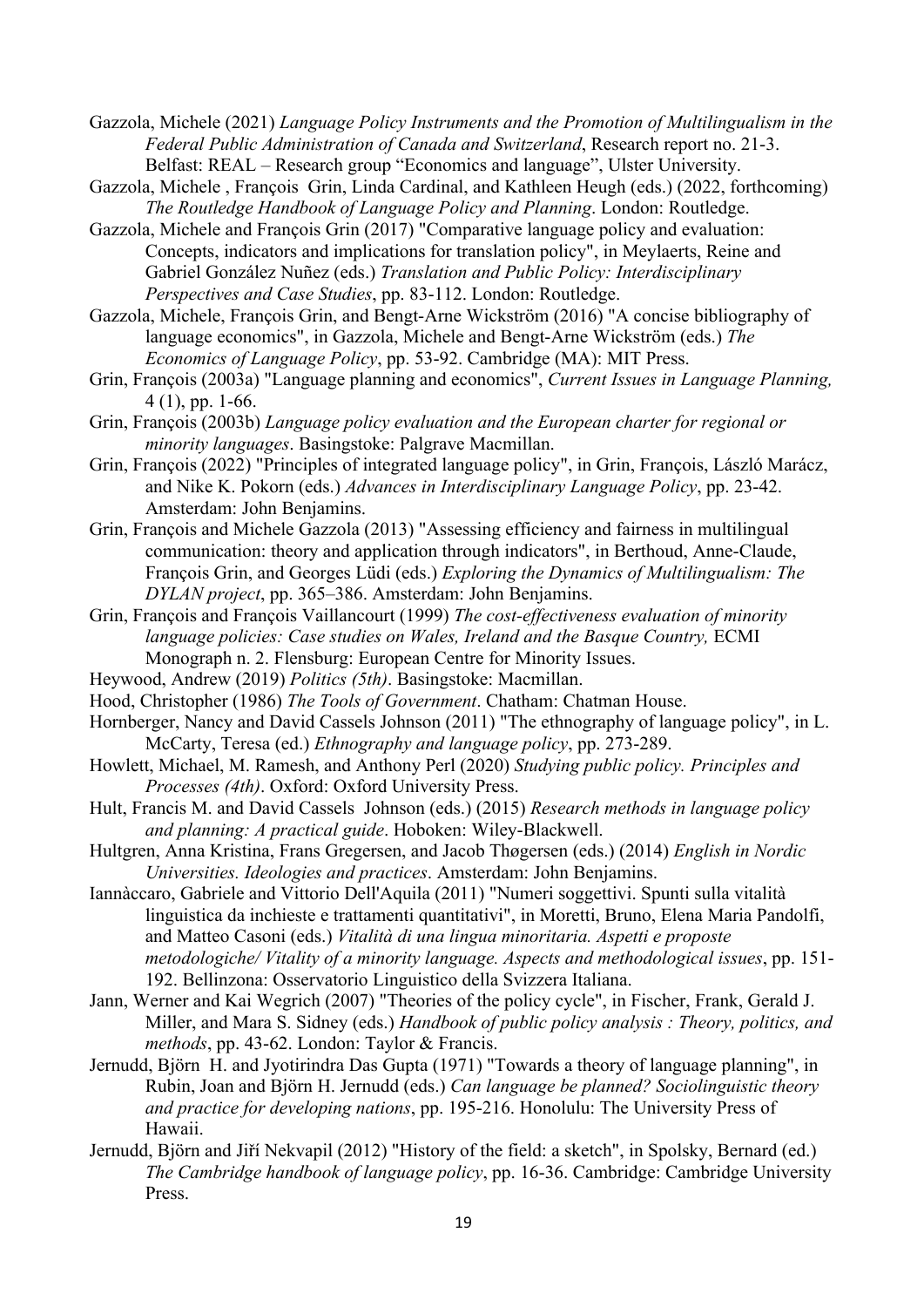Gazzola, Michele (2021) *Language Policy Instruments and the Promotion of Multilingualism in the Federal Public Administration of Canada and Switzerland*, Research report no. 21-3. Belfast: REAL – Research group "Economics and language", Ulster University.

Gazzola, Michele , François Grin, Linda Cardinal, and Kathleen Heugh (eds.) (2022, forthcoming) *The Routledge Handbook of Language Policy and Planning*. London: Routledge.

Gazzola, Michele and François Grin (2017) "Comparative language policy and evaluation: Concepts, indicators and implications for translation policy", in Meylaerts, Reine and Gabriel González Nuñez (eds.) *Translation and Public Policy: Interdisciplinary Perspectives and Case Studies*, pp. 83-112. London: Routledge.

Gazzola, Michele, François Grin, and Bengt-Arne Wickström (2016) "A concise bibliography of language economics", in Gazzola, Michele and Bengt-Arne Wickström (eds.) *The Economics of Language Policy*, pp. 53-92. Cambridge (MA): MIT Press.

Grin, François (2003a) "Language planning and economics", *Current Issues in Language Planning,* 4 (1), pp. 1-66.

Grin, François (2003b) *Language policy evaluation and the European charter for regional or minority languages*. Basingstoke: Palgrave Macmillan.

Grin, François (2022) "Principles of integrated language policy", in Grin, François, László Marácz, and Nike K. Pokorn (eds.) *Advances in Interdisciplinary Language Policy*, pp. 23-42. Amsterdam: John Benjamins.

Grin, François and Michele Gazzola (2013) "Assessing efficiency and fairness in multilingual communication: theory and application through indicators", in Berthoud, Anne-Claude, François Grin, and Georges Lüdi (eds.) *Exploring the Dynamics of Multilingualism: The DYLAN project*, pp. 365–386. Amsterdam: John Benjamins.

Grin, François and François Vaillancourt (1999) *The cost-effectiveness evaluation of minority language policies: Case studies on Wales, Ireland and the Basque Country,* ECMI Monograph n. 2. Flensburg: European Centre for Minority Issues.

Heywood, Andrew (2019) *Politics (5th)*. Basingstoke: Macmillan.

Hood, Christopher (1986) *The Tools of Government*. Chatham: Chatman House.

Hornberger, Nancy and David Cassels Johnson (2011) "The ethnography of language policy", in L. McCarty, Teresa (ed.) *Ethnography and language policy*, pp. 273-289.

Howlett, Michael, M. Ramesh, and Anthony Perl (2020) *Studying public policy. Principles and Processes (4th)*. Oxford: Oxford University Press.

Hult, Francis M. and David Cassels Johnson (eds.) (2015) *Research methods in language policy and planning: A practical guide*. Hoboken: Wiley-Blackwell.

Hultgren, Anna Kristina, Frans Gregersen, and Jacob Thøgersen (eds.) (2014) *English in Nordic Universities. Ideologies and practices*. Amsterdam: John Benjamins.

Iannàccaro, Gabriele and Vittorio Dell'Aquila (2011) "Numeri soggettivi. Spunti sulla vitalità linguistica da inchieste e trattamenti quantitativi", in Moretti, Bruno, Elena Maria Pandolfi, and Matteo Casoni (eds.) *Vitalità di una lingua minoritaria. Aspetti e proposte metodologiche/ Vitality of a minority language. Aspects and methodological issues*, pp. 151-192. Bellinzona: Osservatorio Linguistico della Svizzera Italiana.

Jann, Werner and Kai Wegrich (2007) "Theories of the policy cycle", in Fischer, Frank, Gerald J. Miller, and Mara S. Sidney (eds.) *Handbook of public policy analysis : Theory, politics, and methods*, pp. 43-62. London: Taylor & Francis.

Jernudd, Björn H. and Jyotirindra Das Gupta (1971) "Towards a theory of language planning", in Rubin, Joan and Björn H. Jernudd (eds.) *Can language be planned? Sociolinguistic theory and practice for developing nations*, pp. 195-216. Honolulu: The University Press of Hawaii.

Jernudd, Björn and Jiří Nekvapil (2012) "History of the field: a sketch", in Spolsky, Bernard (ed.) *The Cambridge handbook of language policy*, pp. 16-36. Cambridge: Cambridge University Press.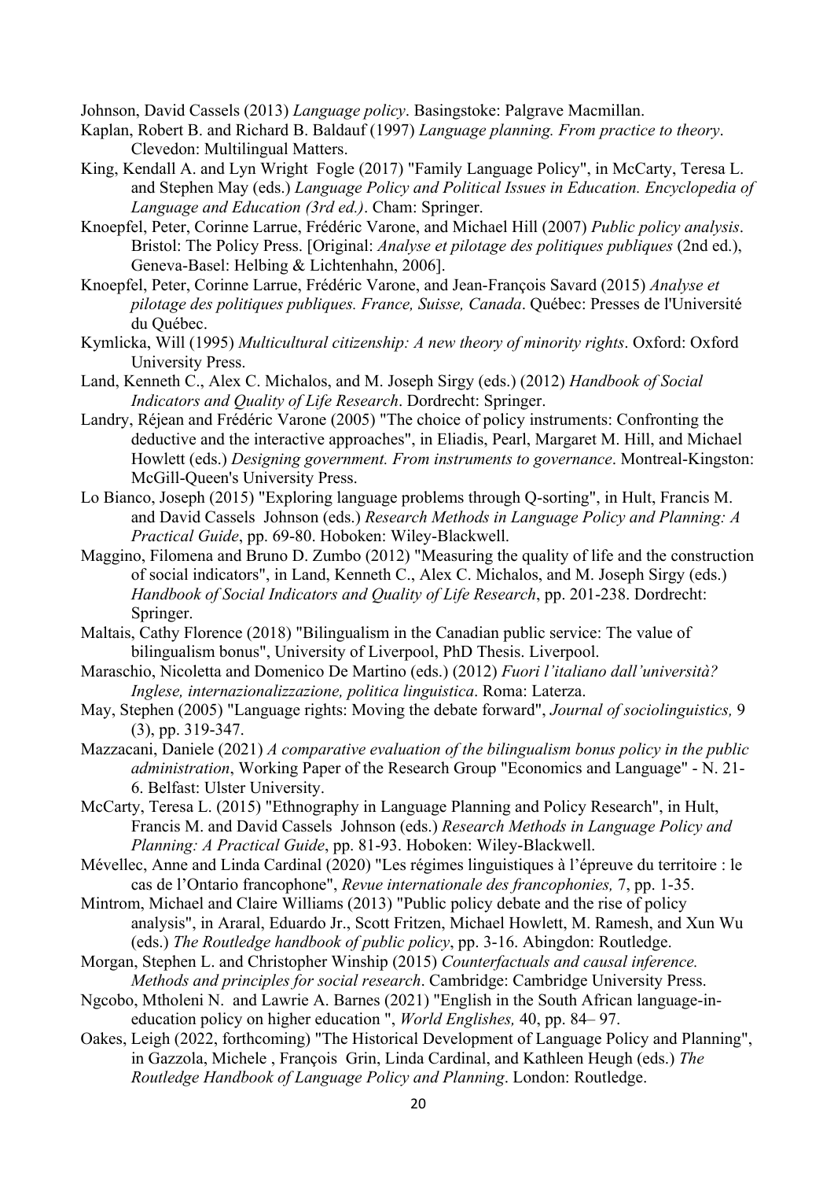Johnson, David Cassels (2013) *Language policy*. Basingstoke: Palgrave Macmillan.

Kaplan, Robert B. and Richard B. Baldauf (1997) *Language planning. From practice to theory*. Clevedon: Multilingual Matters.

King, Kendall A. and Lyn Wright Fogle (2017) "Family Language Policy", in McCarty, Teresa L. and Stephen May (eds.) *Language Policy and Political Issues in Education. Encyclopedia of Language and Education (3rd ed.)*. Cham: Springer.

Knoepfel, Peter, Corinne Larrue, Frédéric Varone, and Michael Hill (2007) *Public policy analysis*. Bristol: The Policy Press. [Original: *Analyse et pilotage des politiques publiques* (2nd ed.), Geneva-Basel: Helbing & Lichtenhahn, 2006].

Knoepfel, Peter, Corinne Larrue, Frédéric Varone, and Jean-François Savard (2015) *Analyse et pilotage des politiques publiques. France, Suisse, Canada*. Québec: Presses de l'Université du Québec.

Kymlicka, Will (1995) *Multicultural citizenship: A new theory of minority rights*. Oxford: Oxford University Press.

Land, Kenneth C., Alex C. Michalos, and M. Joseph Sirgy (eds.) (2012) *Handbook of Social Indicators and Quality of Life Research*. Dordrecht: Springer.

Landry, Réjean and Frédéric Varone (2005) "The choice of policy instruments: Confronting the deductive and the interactive approaches", in Eliadis, Pearl, Margaret M. Hill, and Michael Howlett (eds.) *Designing government. From instruments to governance*. Montreal-Kingston: McGill-Queen's University Press.

Lo Bianco, Joseph (2015) "Exploring language problems through Q-sorting", in Hult, Francis M. and David Cassels Johnson (eds.) *Research Methods in Language Policy and Planning: A Practical Guide*, pp. 69-80. Hoboken: Wiley-Blackwell.

Maggino, Filomena and Bruno D. Zumbo (2012) "Measuring the quality of life and the construction of social indicators", in Land, Kenneth C., Alex C. Michalos, and M. Joseph Sirgy (eds.) *Handbook of Social Indicators and Quality of Life Research*, pp. 201-238. Dordrecht: Springer.

Maltais, Cathy Florence (2018) "Bilingualism in the Canadian public service: The value of bilingualism bonus", University of Liverpool, PhD Thesis. Liverpool.

Maraschio, Nicoletta and Domenico De Martino (eds.) (2012) *Fuori l'italiano dall'università? Inglese, internazionalizzazione, politica linguistica*. Roma: Laterza.

May, Stephen (2005) "Language rights: Moving the debate forward", *Journal of sociolinguistics,* 9 (3), pp. 319-347.

Mazzacani, Daniele (2021) *A comparative evaluation of the bilingualism bonus policy in the public administration*, Working Paper of the Research Group "Economics and Language" - N. 21-6. Belfast: Ulster University.

McCarty, Teresa L. (2015) "Ethnography in Language Planning and Policy Research", in Hult, Francis M. and David Cassels Johnson (eds.) *Research Methods in Language Policy and Planning: A Practical Guide*, pp. 81-93. Hoboken: Wiley-Blackwell.

Mévellec, Anne and Linda Cardinal (2020) "Les régimes linguistiques à l'épreuve du territoire : le cas de l'Ontario francophone", *Revue internationale des francophonies,* 7, pp. 1-35.

Mintrom, Michael and Claire Williams (2013) "Public policy debate and the rise of policy analysis", in Araral, Eduardo Jr., Scott Fritzen, Michael Howlett, M. Ramesh, and Xun Wu (eds.) *The Routledge handbook of public policy*, pp. 3-16. Abingdon: Routledge.

Morgan, Stephen L. and Christopher Winship (2015) *Counterfactuals and causal inference. Methods and principles for social research*. Cambridge: Cambridge University Press.

Ngcobo, Mtholeni N. and Lawrie A. Barnes (2021) "English in the South African language-in-education policy on higher education ", *World Englishes,* 40, pp. 84– 97.

Oakes, Leigh (2022, forthcoming) "The Historical Development of Language Policy and Planning", in Gazzola, Michele , François Grin, Linda Cardinal, and Kathleen Heugh (eds.) *The Routledge Handbook of Language Policy and Planning*. London: Routledge.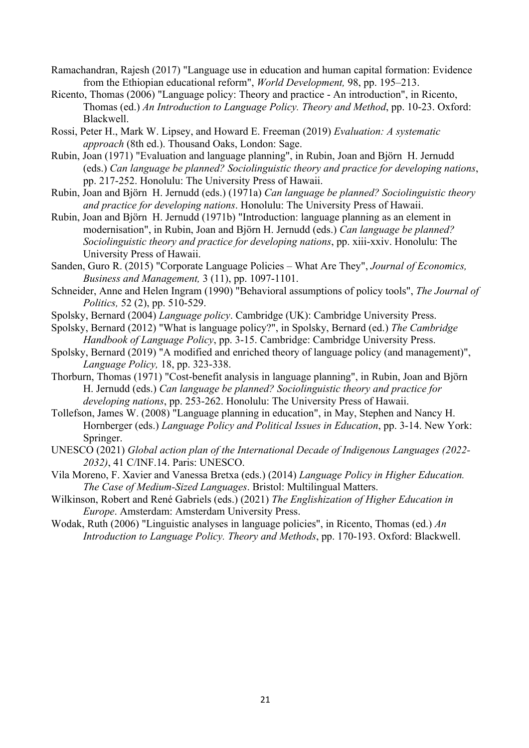Ramachandran, Rajesh (2017) "Language use in education and human capital formation: Evidence from the Ethiopian educational reform", *World Development,* 98, pp. 195–213.

Ricento, Thomas (2006) "Language policy: Theory and practice - An introduction", in Ricento, Thomas (ed.) *An Introduction to Language Policy. Theory and Method*, pp. 10-23. Oxford: Blackwell.

Rossi, Peter H., Mark W. Lipsey, and Howard E. Freeman (2019) *Evaluation: A systematic approach* (8th ed.). Thousand Oaks, London: Sage.

Rubin, Joan (1971) "Evaluation and language planning", in Rubin, Joan and Björn H. Jernudd (eds.) *Can language be planned? Sociolinguistic theory and practice for developing nations*, pp. 217-252. Honolulu: The University Press of Hawaii.

Rubin, Joan and Björn H. Jernudd (eds.) (1971a) *Can language be planned? Sociolinguistic theory and practice for developing nations*. Honolulu: The University Press of Hawaii.

Rubin, Joan and Björn H. Jernudd (1971b) "Introduction: language planning as an element in modernisation", in Rubin, Joan and Björn H. Jernudd (eds.) *Can language be planned? Sociolinguistic theory and practice for developing nations*, pp. xiii-xxiv. Honolulu: The University Press of Hawaii.

Sanden, Guro R. (2015) "Corporate Language Policies – What Are They", *Journal of Economics, Business and Management,* 3 (11), pp. 1097-1101.

Schneider, Anne and Helen Ingram (1990) "Behavioral assumptions of policy tools", *The Journal of Politics,* 52 (2), pp. 510-529.

Spolsky, Bernard (2004) *Language policy*. Cambridge (UK): Cambridge University Press.

Spolsky, Bernard (2012) "What is language policy?", in Spolsky, Bernard (ed.) *The Cambridge Handbook of Language Policy*, pp. 3-15. Cambridge: Cambridge University Press.

Spolsky, Bernard (2019) "A modified and enriched theory of language policy (and management)", *Language Policy,* 18, pp. 323-338.

Thorburn, Thomas (1971) "Cost-benefit analysis in language planning", in Rubin, Joan and Björn H. Jernudd (eds.) *Can language be planned? Sociolinguistic theory and practice for developing nations*, pp. 253-262. Honolulu: The University Press of Hawaii.

Tollefson, James W. (2008) "Language planning in education", in May, Stephen and Nancy H. Hornberger (eds.) *Language Policy and Political Issues in Education*, pp. 3-14. New York: Springer.

UNESCO (2021) *Global action plan of the International Decade of Indigenous Languages (2022-2032)*, 41 C/INF.14. Paris: UNESCO.

Vila Moreno, F. Xavier and Vanessa Bretxa (eds.) (2014) *Language Policy in Higher Education. The Case of Medium-Sized Languages*. Bristol: Multilingual Matters.

Wilkinson, Robert and René Gabriels (eds.) (2021) *The Englishization of Higher Education in Europe*. Amsterdam: Amsterdam University Press.

Wodak, Ruth (2006) "Linguistic analyses in language policies", in Ricento, Thomas (ed.) *An Introduction to Language Policy. Theory and Methods*, pp. 170-193. Oxford: Blackwell.